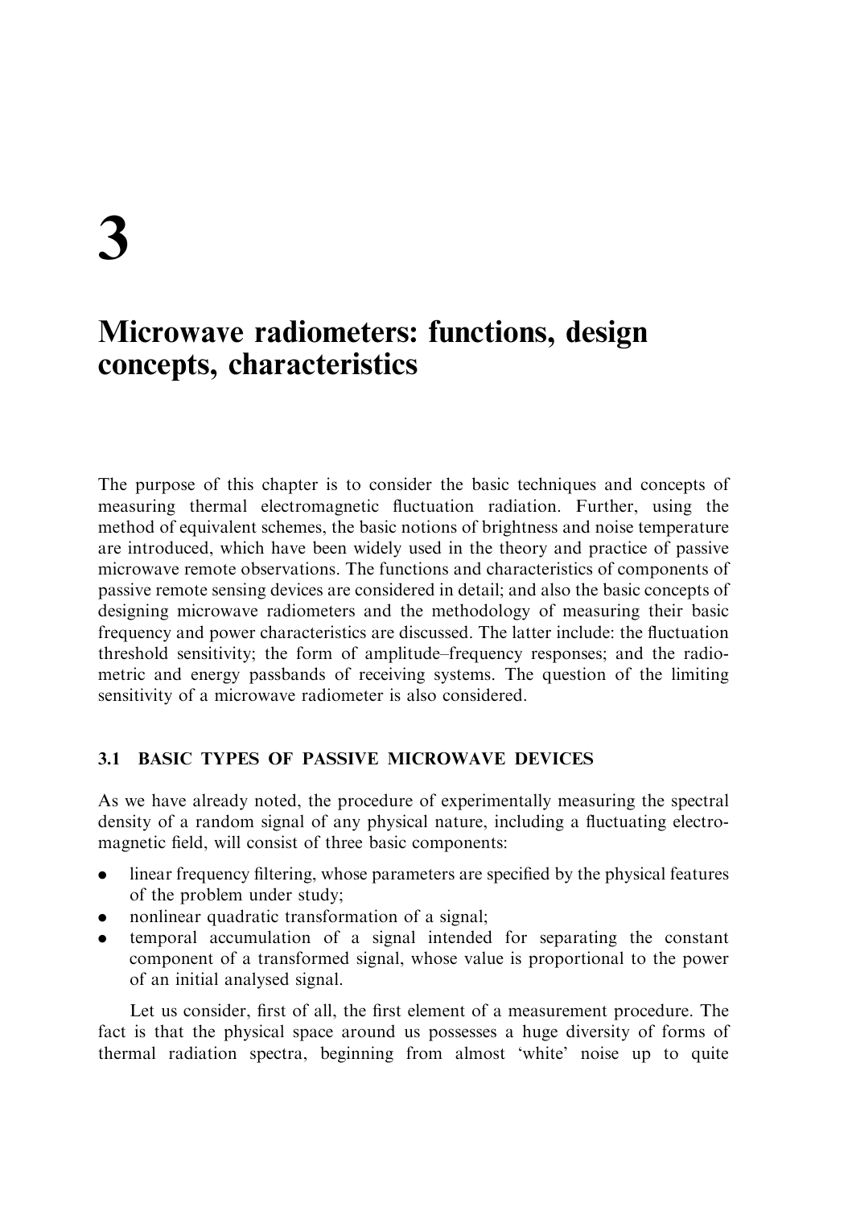# 3

# Microwave radiometers: functions, design concepts, characteristics

The purpose of this chapter is to consider the basic techniques and concepts of measuring thermal electromagnetic fluctuation radiation. Further, using the method of equivalent schemes, the basic notions of brightness and noise temperature are introduced, which have been widely used in the theory and practice of passive microwave remote observations. The functions and characteristics of components of passive remote sensing devices are considered in detail; and also the basic concepts of designing microwave radiometers and the methodology of measuring their basic frequency and power characteristics are discussed. The latter include: the fluctuation threshold sensitivity; the form of amplitude–frequency responses; and the radiometric and energy passbands of receiving systems. The question of the limiting sensitivity of a microwave radiometer is also considered.

## 3.1 BASIC TYPES OF PASSIVE MICROWAVE DEVICES

As we have already noted, the procedure of experimentally measuring the spectral density of a random signal of any physical nature, including a fluctuating electromagnetic field, will consist of three basic components:

- linear frequency filtering, whose parameters are specified by the physical features of the problem under study;
- nonlinear quadratic transformation of a signal;
- temporal accumulation of a signal intended for separating the constant component of a transformed signal, whose value is proportional to the power of an initial analysed signal.

Let us consider, first of all, the first element of a measurement procedure. The fact is that the physical space around us possesses a huge diversity of forms of thermal radiation spectra, beginning from almost 'white' noise up to quite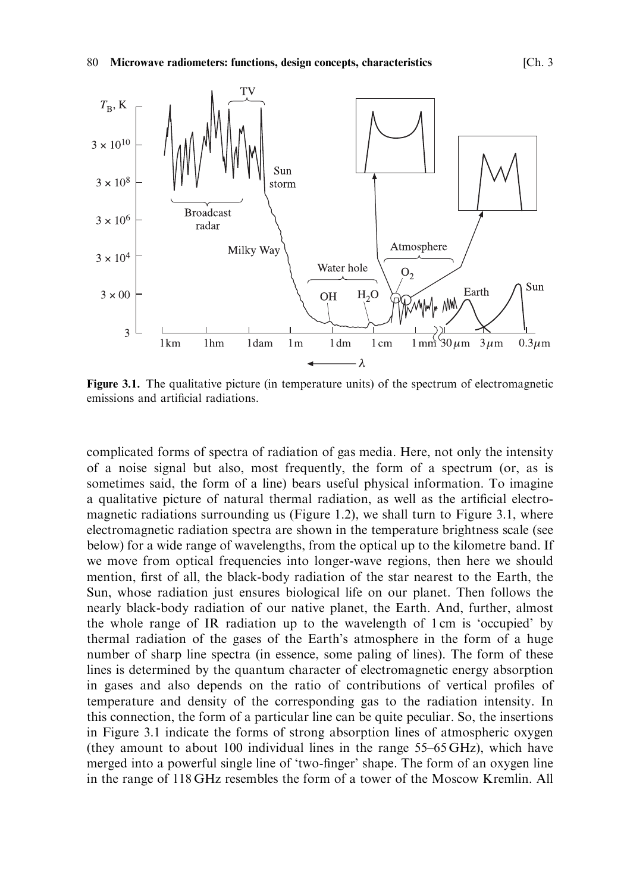**Figure 3.1.** The qualitative picture (in temperature units) of the spectrum of electromagnetic emissions and artificial radiations.

complicated forms of spectra of radiation of gas media. Here, not only the intensity of a noise signal but also, most frequently, the form of a spectrum (or, as is sometimes said, the form of a line) bears useful physical information. To imagine a qualitative picture of natural thermal radiation, as well as the artificial electromagnetic radiations surrounding us (Figure 1.2), we shall turn to Figure 3.1, where electromagnetic radiation spectra are shown in the temperature brightness scale (see below) for a wide range of wavelengths, from the optical up to the kilometre band. If we move from optical frequencies into longer-wave regions, then here we should mention, first of all, the black-body radiation of the star nearest to the Earth, the Sun, whose radiation just ensures biological life on our planet. Then follows the nearly black-body radiation of our native planet, the Earth. And, further, almost the whole range of IR radiation up to the wavelength of 1 cm is 'occupied' by thermal radiation of the gases of the Earth's atmosphere in the form of a huge number of sharp line spectra (in essence, some paling of lines). The form of these lines is determined by the quantum character of electromagnetic energy absorption in gases and also depends on the ratio of contributions of vertical profiles of temperature and density of the corresponding gas to the radiation intensity. In this connection, the form of a particular line can be quite peculiar. So, the insertions in Figure 3.1 indicate the forms of strong absorption lines of atmospheric oxygen (they amount to about 100 individual lines in the range 55–65 GHz), which have merged into a powerful single line of 'two-finger' shape. The form of an oxygen line in the range of 118 GHz resembles the form of a tower of the Moscow Kremlin. All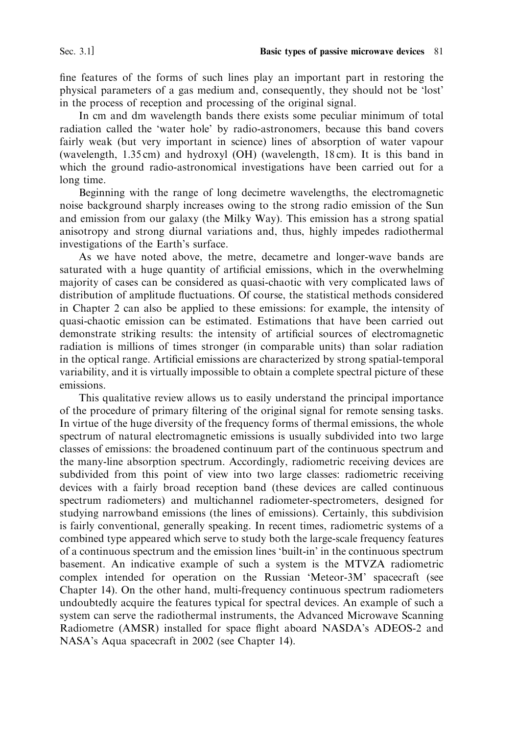fine features of the forms of such lines play an important part in restoring the physical parameters of a gas medium and, consequently, they should not be 'lost' in the process of reception and processing of the original signal.

In cm and dm wavelength bands there exists some peculiar minimum of total radiation called the 'water hole' by radio-astronomers, because this band covers fairly weak (but very important in science) lines of absorption of water vapour (wavelength, 1.35 cm) and hydroxyl (OH) (wavelength, 18 cm). It is this band in which the ground radio-astronomical investigations have been carried out for a long time.

Beginning with the range of long decimetre wavelengths, the electromagnetic noise background sharply increases owing to the strong radio emission of the Sun and emission from our galaxy (the Milky Way). This emission has a strong spatial anisotropy and strong diurnal variations and, thus, highly impedes radiothermal investigations of the Earth's surface.

As we have noted above, the metre, decametre and longer-wave bands are saturated with a huge quantity of artificial emissions, which in the overwhelming majority of cases can be considered as quasi-chaotic with very complicated laws of distribution of amplitude fluctuations. Of course, the statistical methods considered in Chapter 2 can also be applied to these emissions: for example, the intensity of quasi-chaotic emission can be estimated. Estimations that have been carried out demonstrate striking results: the intensity of artificial sources of electromagnetic radiation is millions of times stronger (in comparable units) than solar radiation in the optical range. Artificial emissions are characterized by strong spatial-temporal variability, and it is virtually impossible to obtain a complete spectral picture of these emissions.

This qualitative review allows us to easily understand the principal importance of the procedure of primary filtering of the original signal for remote sensing tasks. In virtue of the huge diversity of the frequency forms of thermal emissions, the whole spectrum of natural electromagnetic emissions is usually subdivided into two large classes of emissions: the broadened continuum part of the continuous spectrum and the many-line absorption spectrum. Accordingly, radiometric receiving devices are subdivided from this point of view into two large classes: radiometric receiving devices with a fairly broad reception band (these devices are called continuous spectrum radiometers) and multichannel radiometer-spectrometers, designed for studying narrowband emissions (the lines of emissions). Certainly, this subdivision is fairly conventional, generally speaking. In recent times, radiometric systems of a combined type appeared which serve to study both the large-scale frequency features of a continuous spectrum and the emission lines 'built-in' in the continuous spectrum basement. An indicative example of such a system is the MTVZA radiometric complex intended for operation on the Russian 'Meteor-3M' spacecraft (see Chapter 14). On the other hand, multi-frequency continuous spectrum radiometers undoubtedly acquire the features typical for spectral devices. An example of such a system can serve the radiothermal instruments, the Advanced Microwave Scanning Radiometre (AMSR) installed for space flight aboard NASDA's ADEOS-2 and NASA's Aqua spacecraft in 2002 (see Chapter 14).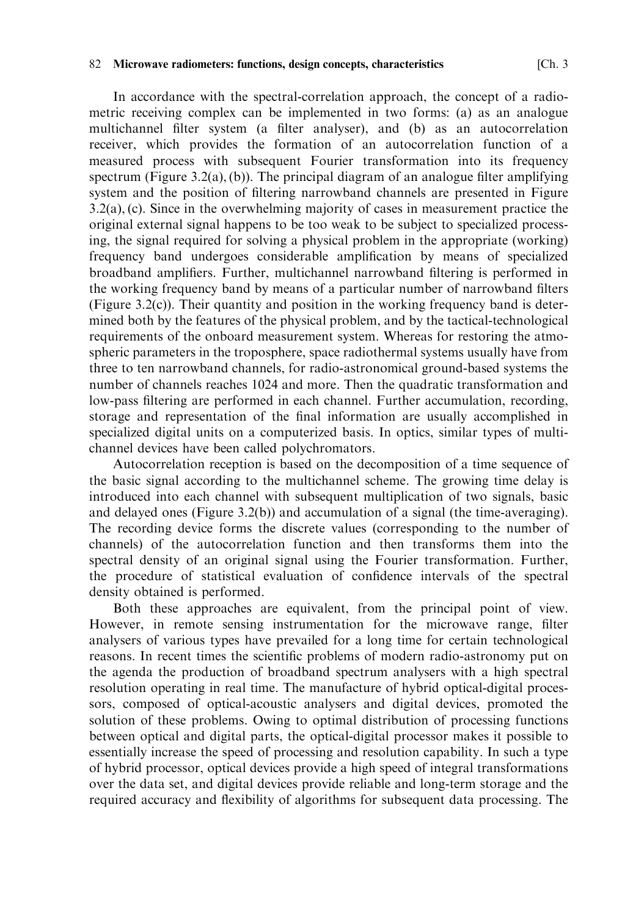In accordance with the spectral-correlation approach, the concept of a radiometric receiving complex can be implemented in two forms: (a) as an analogue multichannel filter system (a filter analyser), and (b) as an autocorrelation receiver, which provides the formation of an autocorrelation function of a measured process with subsequent Fourier transformation into its frequency spectrum (Figure 3.2(a), (b)). The principal diagram of an analogue filter amplifying system and the position of filtering narrowband channels are presented in Figure 3.2(a), (c). Since in the overwhelming majority of cases in measurement practice the original external signal happens to be too weak to be subject to specialized processing, the signal required for solving a physical problem in the appropriate (working) frequency band undergoes considerable amplification by means of specialized broadband amplifiers. Further, multichannel narrowband filtering is performed in the working frequency band by means of a particular number of narrowband filters (Figure 3.2(c)). Their quantity and position in the working frequency band is determined both by the features of the physical problem, and by the tactical-technological requirements of the onboard measurement system. Whereas for restoring the atmospheric parameters in the troposphere, space radiothermal systems usually have from three to ten narrowband channels, for radio-astronomical ground-based systems the number of channels reaches 1024 and more. Then the quadratic transformation and low-pass filtering are performed in each channel. Further accumulation, recording, storage and representation of the final information are usually accomplished in specialized digital units on a computerized basis. In optics, similar types of multichannel devices have been called polychromators.

Autocorrelation reception is based on the decomposition of a time sequence of the basic signal according to the multichannel scheme. The growing time delay is introduced into each channel with subsequent multiplication of two signals, basic and delayed ones (Figure 3.2(b)) and accumulation of a signal (the time-averaging). The recording device forms the discrete values (corresponding to the number of channels) of the autocorrelation function and then transforms them into the spectral density of an original signal using the Fourier transformation. Further, the procedure of statistical evaluation of confidence intervals of the spectral density obtained is performed.

Both these approaches are equivalent, from the principal point of view. However, in remote sensing instrumentation for the microwave range, filter analysers of various types have prevailed for a long time for certain technological reasons. In recent times the scientific problems of modern radio-astronomy put on the agenda the production of broadband spectrum analysers with a high spectral resolution operating in real time. The manufacture of hybrid optical-digital processors, composed of optical-acoustic analysers and digital devices, promoted the solution of these problems. Owing to optimal distribution of processing functions between optical and digital parts, the optical-digital processor makes it possible to essentially increase the speed of processing and resolution capability. In such a type of hybrid processor, optical devices provide a high speed of integral transformations over the data set, and digital devices provide reliable and long-term storage and the required accuracy and flexibility of algorithms for subsequent data processing. The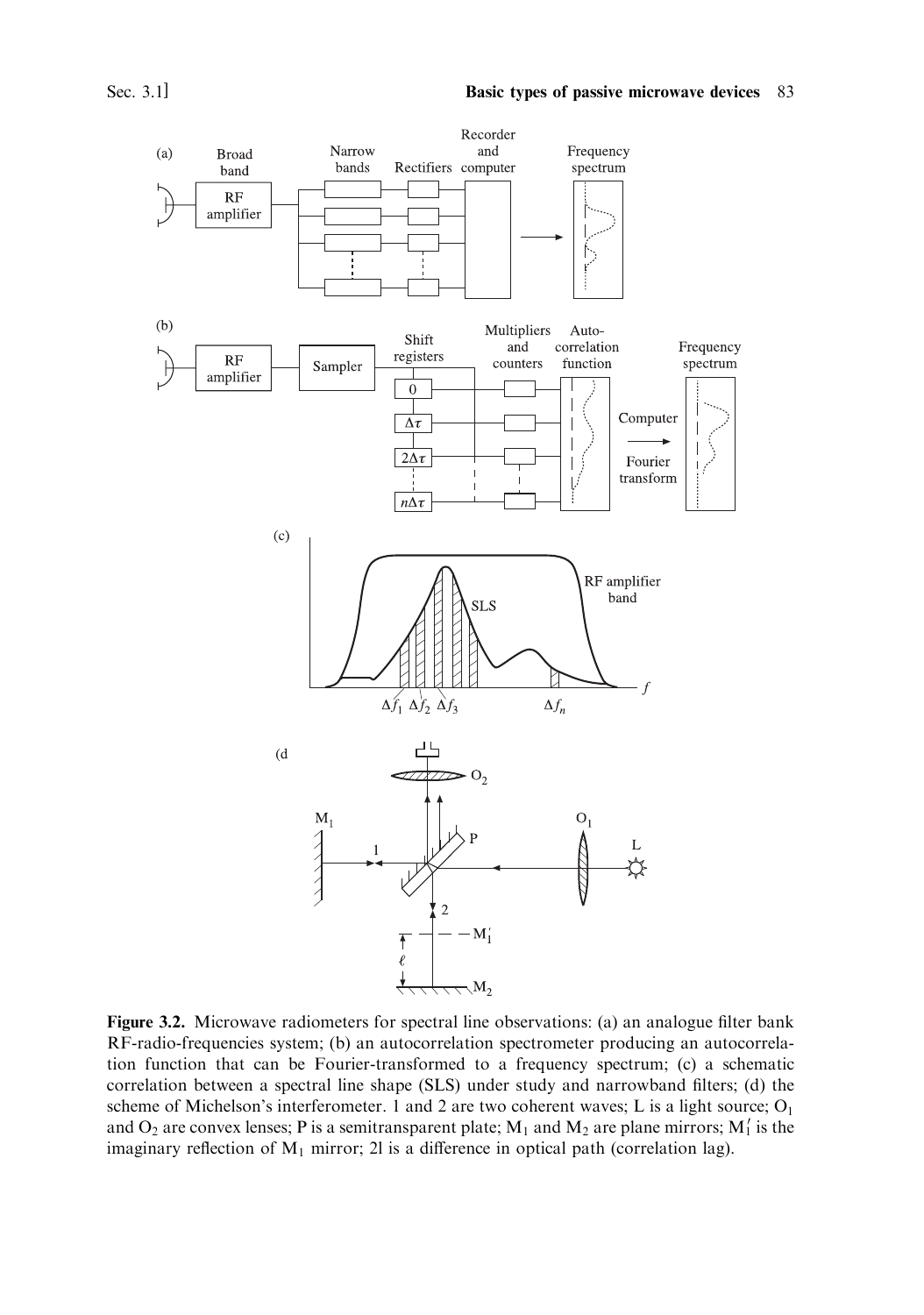**Figure 3.2.** Microwave radiometers for spectral line observations: (a) an analogue filter bank RF-radio-frequencies system; (b) an autocorrelation spectrometer producing an autocorrelation function that can be Fourier-transformed to a frequency spectrum; (c) a schematic correlation between a spectral line shape (SLS) under study and narrowband filters; (d) the scheme of Michelson's interferometer. 1 and 2 are two coherent waves; L is a light source; $O_1$ and $O_2$ are convex lenses; P is a semitransparent plate; $M_1$ and $M_2$ are plane mirrors; $M_1'$ is the imaginary reflection of $M_1$ mirror; 2l is a difference in optical path (correlation lag).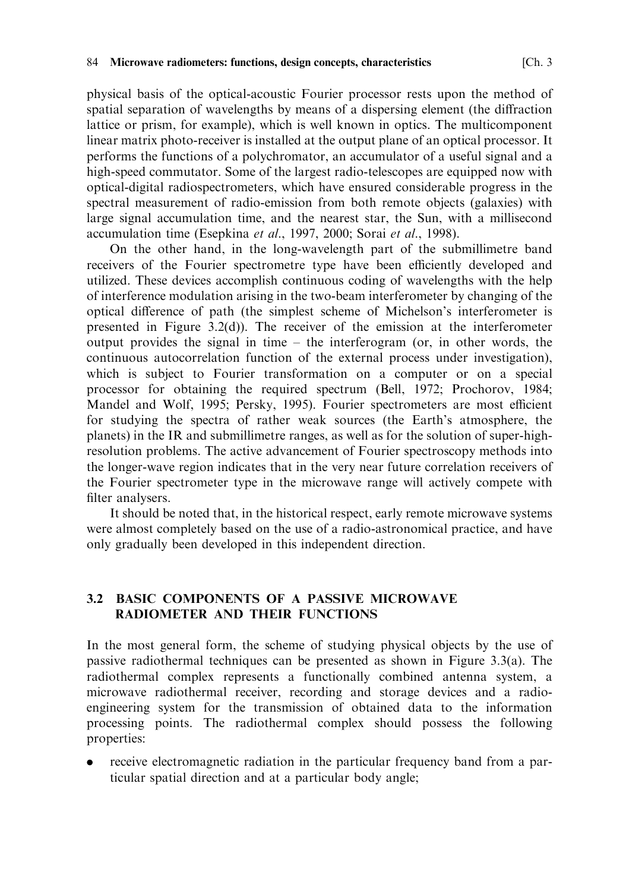physical basis of the optical-acoustic Fourier processor rests upon the method of spatial separation of wavelengths by means of a dispersing element (the diffraction lattice or prism, for example), which is well known in optics. The multicomponent linear matrix photo-receiver is installed at the output plane of an optical processor. It performs the functions of a polychromator, an accumulator of a useful signal and a high-speed commutator. Some of the largest radio-telescopes are equipped now with optical-digital radiospectrometers, which have ensured considerable progress in the spectral measurement of radio-emission from both remote objects (galaxies) with large signal accumulation time, and the nearest star, the Sun, with a millisecond accumulation time (Esepkina *et al*., 1997, 2000; Sorai *et al*., 1998).

On the other hand, in the long-wavelength part of the submillimetre band receivers of the Fourier spectrometre type have been efficiently developed and utilized. These devices accomplish continuous coding of wavelengths with the help of interference modulation arising in the two-beam interferometer by changing of the optical difference of path (the simplest scheme of Michelson's interferometer is presented in Figure 3.2(d)). The receiver of the emission at the interferometer output provides the signal in time – the interferogram (or, in other words, the continuous autocorrelation function of the external process under investigation), which is subject to Fourier transformation on a computer or on a special processor for obtaining the required spectrum (Bell, 1972; Prochorov, 1984; Mandel and Wolf, 1995; Persky, 1995). Fourier spectrometers are most efficient for studying the spectra of rather weak sources (the Earth's atmosphere, the planets) in the IR and submillimetre ranges, as well as for the solution of super-high-resolution problems. The active advancement of Fourier spectroscopy methods into the longer-wave region indicates that in the very near future correlation receivers of the Fourier spectrometer type in the microwave range will actively compete with filter analysers.

It should be noted that, in the historical respect, early remote microwave systems were almost completely based on the use of a radio-astronomical practice, and have only gradually been developed in this independent direction.

## 3.2 BASIC COMPONENTS OF A PASSIVE MICROWAVE RADIOMETER AND THEIR FUNCTIONS

In the most general form, the scheme of studying physical objects by the use of passive radiothermal techniques can be presented as shown in Figure 3.3(a). The radiothermal complex represents a functionally combined antenna system, a microwave radiothermal receiver, recording and storage devices and a radio-engineering system for the transmission of obtained data to the information processing points. The radiothermal complex should possess the following properties:

- receive electromagnetic radiation in the particular frequency band from a particular spatial direction and at a particular body angle;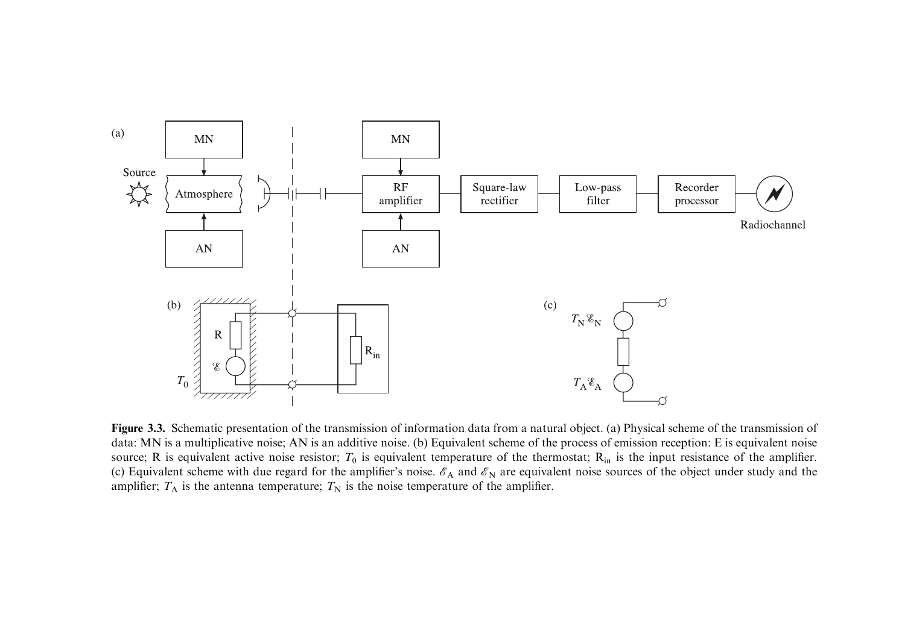**Figure 3.3.** Schematic presentation of the transmission of information data from a natural object. (a) Physical scheme of the transmission of data: MN is a multiplicative noise; AN is an additive noise. (b) Equivalent scheme of the process of emission reception: E is equivalent noise source; R is equivalent active noise resistor; $T_0$ is equivalent temperature of the thermostat; $R_{in}$ is the input resistance of the amplifier. (c) Equivalent scheme with due regard for the amplifier's noise. $\mathscr{E}_A$ and $\mathscr{E}_N$ are equivalent noise sources of the object under study and the amplifier; $T_A$ is the antenna temperature; $T_N$ is the noise temperature of the amplifier.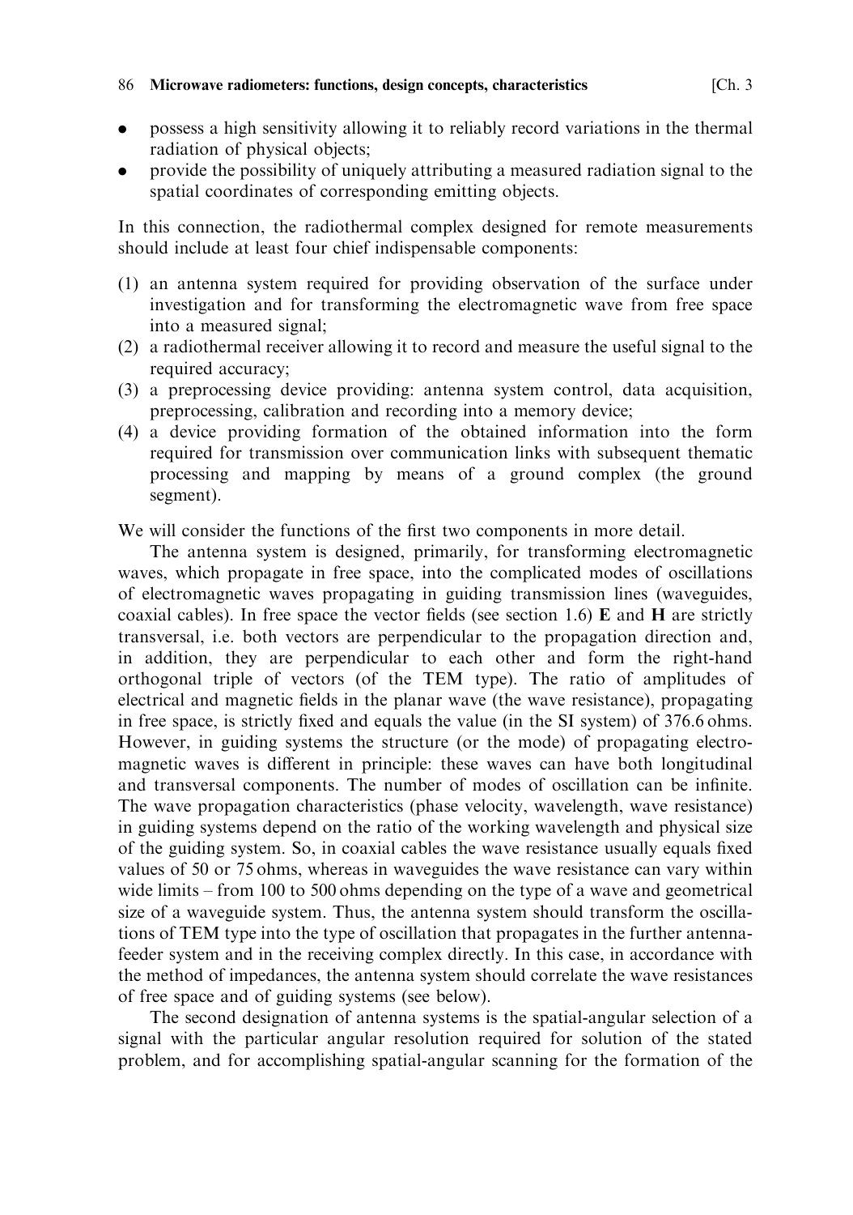- possess a high sensitivity allowing it to reliably record variations in the thermal radiation of physical objects;
- provide the possibility of uniquely attributing a measured radiation signal to the spatial coordinates of corresponding emitting objects.

In this connection, the radiothermal complex designed for remote measurements should include at least four chief indispensable components:

(1) an antenna system required for providing observation of the surface under investigation and for transforming the electromagnetic wave from free space into a measured signal;
(2) a radiothermal receiver allowing it to record and measure the useful signal to the required accuracy;
(3) a preprocessing device providing: antenna system control, data acquisition, preprocessing, calibration and recording into a memory device;
(4) a device providing formation of the obtained information into the form required for transmission over communication links with subsequent thematic processing and mapping by means of a ground complex (the ground segment).

We will consider the functions of the first two components in more detail.

The antenna system is designed, primarily, for transforming electromagnetic waves, which propagate in free space, into the complicated modes of oscillations of electromagnetic waves propagating in guiding transmission lines (waveguides, coaxial cables). In free space the vector fields (see section 1.6) **E** and **H** are strictly transversal, i.e. both vectors are perpendicular to the propagation direction and, in addition, they are perpendicular to each other and form the right-hand orthogonal triple of vectors (of the TEM type). The ratio of amplitudes of electrical and magnetic fields in the planar wave (the wave resistance), propagating in free space, is strictly fixed and equals the value (in the SI system) of 376.6 ohms. However, in guiding systems the structure (or the mode) of propagating electromagnetic waves is different in principle: these waves can have both longitudinal and transversal components. The number of modes of oscillation can be infinite. The wave propagation characteristics (phase velocity, wavelength, wave resistance) in guiding systems depend on the ratio of the working wavelength and physical size of the guiding system. So, in coaxial cables the wave resistance usually equals fixed values of 50 or 75 ohms, whereas in waveguides the wave resistance can vary within wide limits – from 100 to 500 ohms depending on the type of a wave and geometrical size of a waveguide system. Thus, the antenna system should transform the oscillations of TEM type into the type of oscillation that propagates in the further antenna-feeder system and in the receiving complex directly. In this case, in accordance with the method of impedances, the antenna system should correlate the wave resistances of free space and of guiding systems (see below).

The second designation of antenna systems is the spatial-angular selection of a signal with the particular angular resolution required for solution of the stated problem, and for accomplishing spatial-angular scanning for the formation of the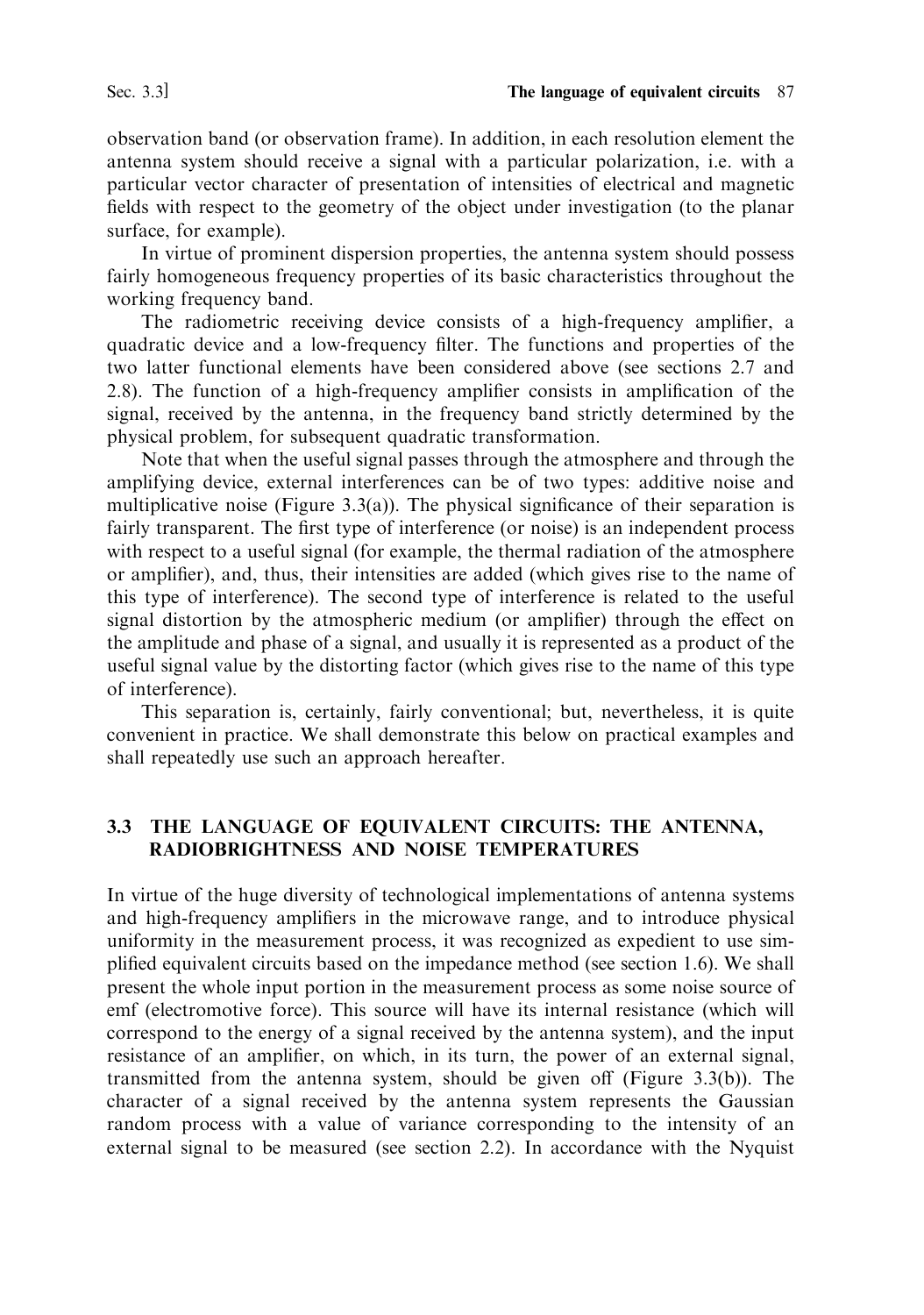observation band (or observation frame). In addition, in each resolution element the antenna system should receive a signal with a particular polarization, i.e. with a particular vector character of presentation of intensities of electrical and magnetic fields with respect to the geometry of the object under investigation (to the planar surface, for example).

In virtue of prominent dispersion properties, the antenna system should possess fairly homogeneous frequency properties of its basic characteristics throughout the working frequency band.

The radiometric receiving device consists of a high-frequency amplifier, a quadratic device and a low-frequency filter. The functions and properties of the two latter functional elements have been considered above (see sections 2.7 and 2.8). The function of a high-frequency amplifier consists in amplification of the signal, received by the antenna, in the frequency band strictly determined by the physical problem, for subsequent quadratic transformation.

Note that when the useful signal passes through the atmosphere and through the amplifying device, external interferences can be of two types: additive noise and multiplicative noise (Figure 3.3(a)). The physical significance of their separation is fairly transparent. The first type of interference (or noise) is an independent process with respect to a useful signal (for example, the thermal radiation of the atmosphere or amplifier), and, thus, their intensities are added (which gives rise to the name of this type of interference). The second type of interference is related to the useful signal distortion by the atmospheric medium (or amplifier) through the effect on the amplitude and phase of a signal, and usually it is represented as a product of the useful signal value by the distorting factor (which gives rise to the name of this type of interference).

This separation is, certainly, fairly conventional; but, nevertheless, it is quite convenient in practice. We shall demonstrate this below on practical examples and shall repeatedly use such an approach hereafter.

## 3.3 THE LANGUAGE OF EQUIVALENT CIRCUITS: THE ANTENNA, RADIOBRIGHTNESS AND NOISE TEMPERATURES

In virtue of the huge diversity of technological implementations of antenna systems and high-frequency amplifiers in the microwave range, and to introduce physical uniformity in the measurement process, it was recognized as expedient to use simplified equivalent circuits based on the impedance method (see section 1.6). We shall present the whole input portion in the measurement process as some noise source of emf (electromotive force). This source will have its internal resistance (which will correspond to the energy of a signal received by the antenna system), and the input resistance of an amplifier, on which, in its turn, the power of an external signal, transmitted from the antenna system, should be given off (Figure 3.3(b)). The character of a signal received by the antenna system represents the Gaussian random process with a value of variance corresponding to the intensity of an external signal to be measured (see section 2.2). In accordance with the Nyquist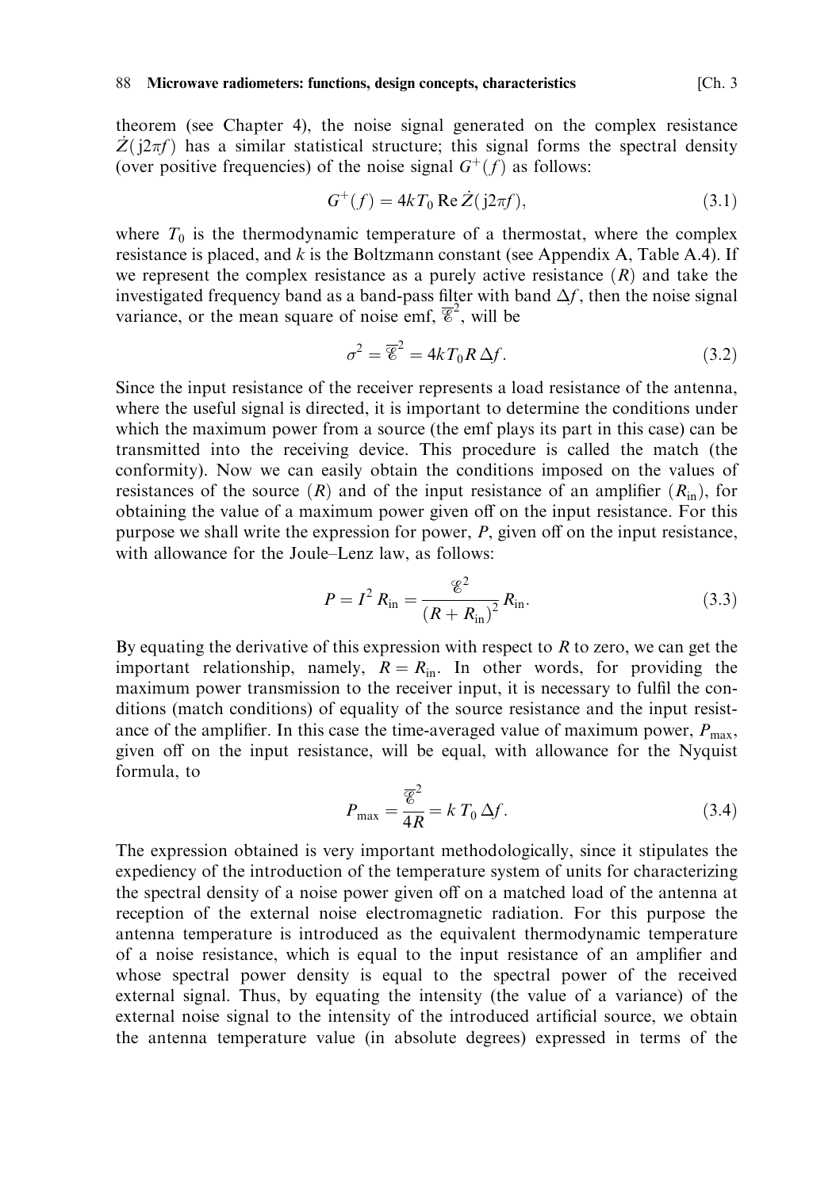theorem (see Chapter 4), the noise signal generated on the complex resistance $\dot{Z}(\mathrm{j}2\pi f)$ has a similar statistical structure; this signal forms the spectral density (over positive frequencies) of the noise signal $G^{+}(f)$ as follows:

$$G^{+}(f) = 4kT_0 \operatorname{Re} \dot{Z}(\mathrm{j}2\pi f), \tag{3.1}$$

where $T_0$ is the thermodynamic temperature of a thermostat, where the complex resistance is placed, and $k$ is the Boltzmann constant (see Appendix A, Table A.4). If we represent the complex resistance as a purely active resistance ($R$) and take the investigated frequency band as a band-pass filter with band $\Delta f$, then the noise signal variance, or the mean square of noise emf, $\overline{\mathscr{E}}^2$, will be

$$\sigma^2 = \overline{\mathscr{E}}^2 = 4kT_0 R\,\Delta f. \tag{3.2}$$

Since the input resistance of the receiver represents a load resistance of the antenna, where the useful signal is directed, it is important to determine the conditions under which the maximum power from a source (the emf plays its part in this case) can be transmitted into the receiving device. This procedure is called the match (the conformity). Now we can easily obtain the conditions imposed on the values of resistances of the source ($R$) and of the input resistance of an amplifier ($R_{\mathrm{in}}$), for obtaining the value of a maximum power given off on the input resistance. For this purpose we shall write the expression for power, $P$, given off on the input resistance, with allowance for the Joule–Lenz law, as follows:

$$P = I^2 R_{\mathrm{in}} = \frac{\mathscr{E}^2}{(R + R_{\mathrm{in}})^2} R_{\mathrm{in}}. \tag{3.3}$$

By equating the derivative of this expression with respect to $R$ to zero, we can get the important relationship, namely, $R = R_{\mathrm{in}}$. In other words, for providing the maximum power transmission to the receiver input, it is necessary to fulfil the conditions (match conditions) of equality of the source resistance and the input resistance of the amplifier. In this case the time-averaged value of maximum power, $P_{\max}$, given off on the input resistance, will be equal, with allowance for the Nyquist formula, to

$$P_{\max} = \frac{\overline{\mathscr{E}}^2}{4R} = k\,T_0\,\Delta f. \tag{3.4}$$

The expression obtained is very important methodologically, since it stipulates the expediency of the introduction of the temperature system of units for characterizing the spectral density of a noise power given off on a matched load of the antenna at reception of the external noise electromagnetic radiation. For this purpose the antenna temperature is introduced as the equivalent thermodynamic temperature of a noise resistance, which is equal to the input resistance of an amplifier and whose spectral power density is equal to the spectral power of the received external signal. Thus, by equating the intensity (the value of a variance) of the external noise signal to the intensity of the introduced artificial source, we obtain the antenna temperature value (in absolute degrees) expressed in terms of the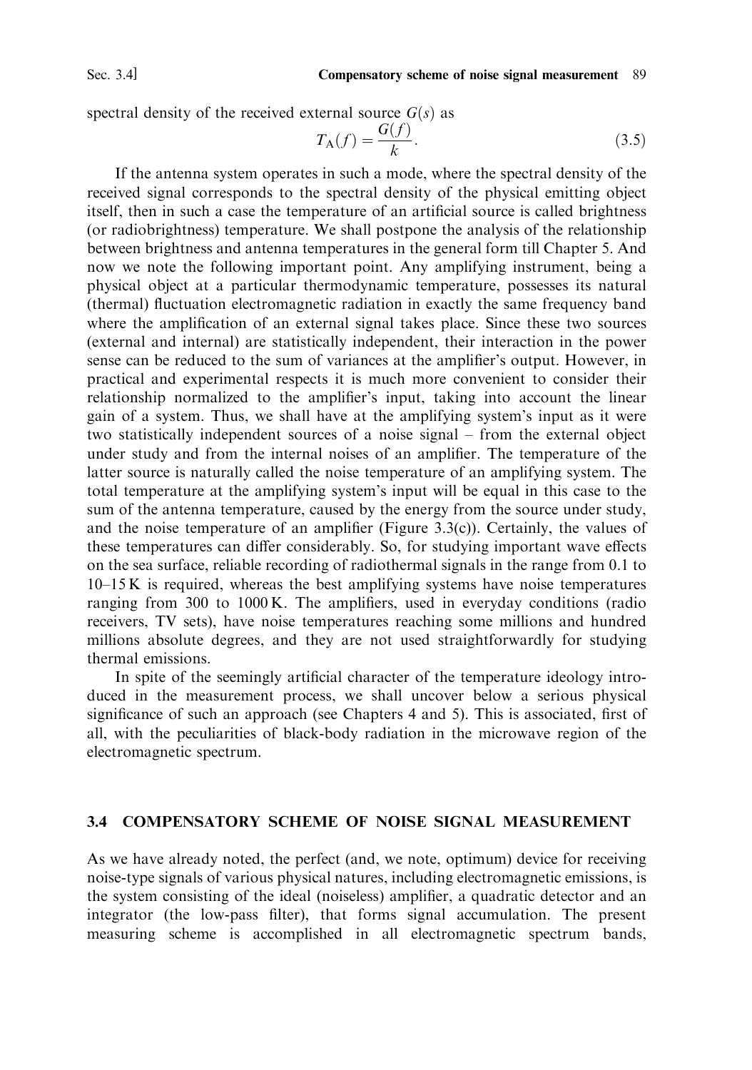spectral density of the received external source $G(s)$ as

$$T_{\mathrm{A}}(f) = \frac{G(f)}{k}. \tag{3.5}$$

If the antenna system operates in such a mode, where the spectral density of the received signal corresponds to the spectral density of the physical emitting object itself, then in such a case the temperature of an artificial source is called brightness (or radiobrightness) temperature. We shall postpone the analysis of the relationship between brightness and antenna temperatures in the general form till Chapter 5. And now we note the following important point. Any amplifying instrument, being a physical object at a particular thermodynamic temperature, possesses its natural (thermal) fluctuation electromagnetic radiation in exactly the same frequency band where the amplification of an external signal takes place. Since these two sources (external and internal) are statistically independent, their interaction in the power sense can be reduced to the sum of variances at the amplifier's output. However, in practical and experimental respects it is much more convenient to consider their relationship normalized to the amplifier's input, taking into account the linear gain of a system. Thus, we shall have at the amplifying system's input as it were two statistically independent sources of a noise signal – from the external object under study and from the internal noises of an amplifier. The temperature of the latter source is naturally called the noise temperature of an amplifying system. The total temperature at the amplifying system's input will be equal in this case to the sum of the antenna temperature, caused by the energy from the source under study, and the noise temperature of an amplifier (Figure 3.3(c)). Certainly, the values of these temperatures can differ considerably. So, for studying important wave effects on the sea surface, reliable recording of radiothermal signals in the range from 0.1 to 10–15 K is required, whereas the best amplifying systems have noise temperatures ranging from 300 to 1000 K. The amplifiers, used in everyday conditions (radio receivers, TV sets), have noise temperatures reaching some millions and hundred millions absolute degrees, and they are not used straightforwardly for studying thermal emissions.

In spite of the seemingly artificial character of the temperature ideology introduced in the measurement process, we shall uncover below a serious physical significance of such an approach (see Chapters 4 and 5). This is associated, first of all, with the peculiarities of black-body radiation in the microwave region of the electromagnetic spectrum.

## 3.4 COMPENSATORY SCHEME OF NOISE SIGNAL MEASUREMENT

As we have already noted, the perfect (and, we note, optimum) device for receiving noise-type signals of various physical natures, including electromagnetic emissions, is the system consisting of the ideal (noiseless) amplifier, a quadratic detector and an integrator (the low-pass filter), that forms signal accumulation. The present measuring scheme is accomplished in all electromagnetic spectrum bands,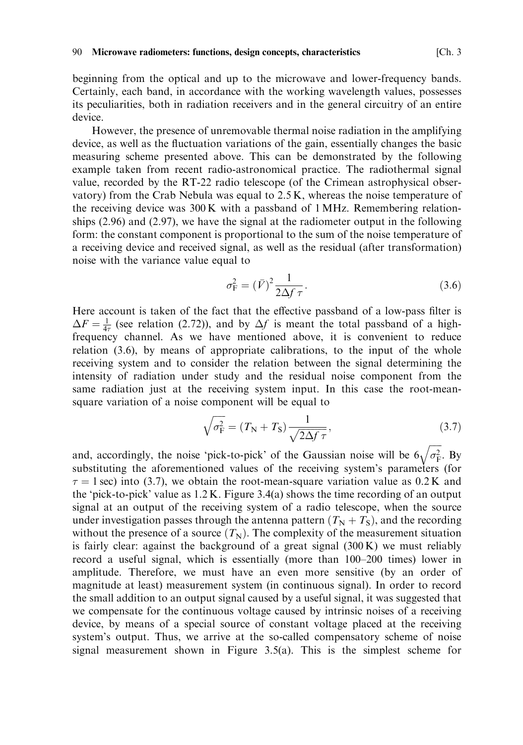beginning from the optical and up to the microwave and lower-frequency bands. Certainly, each band, in accordance with the working wavelength values, possesses its peculiarities, both in radiation receivers and in the general circuitry of an entire device.

However, the presence of unremovable thermal noise radiation in the amplifying device, as well as the fluctuation variations of the gain, essentially changes the basic measuring scheme presented above. This can be demonstrated by the following example taken from recent radio-astronomical practice. The radiothermal signal value, recorded by the RT-22 radio telescope (of the Crimean astrophysical observatory) from the Crab Nebula was equal to 2.5 K, whereas the noise temperature of the receiving device was 300 K with a passband of 1 MHz. Remembering relationships (2.96) and (2.97), we have the signal at the radiometer output in the following form: the constant component is proportional to the sum of the noise temperature of a receiving device and received signal, as well as the residual (after transformation) noise with the variance value equal to

$$\sigma_{\mathrm{F}}^2 = (\bar{V})^2 \frac{1}{2\Delta f \, \tau}. \tag{3.6}$$

Here account is taken of the fact that the effective passband of a low-pass filter is $\Delta F = \frac{1}{4\tau}$ (see relation (2.72)), and by $\Delta f$ is meant the total passband of a high-frequency channel. As we have mentioned above, it is convenient to reduce relation (3.6), by means of appropriate calibrations, to the input of the whole receiving system and to consider the relation between the signal determining the intensity of radiation under study and the residual noise component from the same radiation just at the receiving system input. In this case the root-mean-square variation of a noise component will be equal to

$$\sqrt{\sigma_{\mathrm{F}}^2} = (T_{\mathrm{N}} + T_{\mathrm{S}}) \frac{1}{\sqrt{2\Delta f \, \tau}}, \tag{3.7}$$

and, accordingly, the noise 'pick-to-pick' of the Gaussian noise will be $6\sqrt{\sigma_{\mathrm{F}}^2}$. By substituting the aforementioned values of the receiving system's parameters (for $\tau = 1$ sec) into (3.7), we obtain the root-mean-square variation value as 0.2 K and the 'pick-to-pick' value as 1.2 K. Figure 3.4(a) shows the time recording of an output signal at an output of the receiving system of a radio telescope, when the source under investigation passes through the antenna pattern ($T_{\mathrm{N}} + T_{\mathrm{S}}$), and the recording without the presence of a source ($T_{\mathrm{N}}$). The complexity of the measurement situation is fairly clear: against the background of a great signal (300 K) we must reliably record a useful signal, which is essentially (more than 100–200 times) lower in amplitude. Therefore, we must have an even more sensitive (by an order of magnitude at least) measurement system (in continuous signal). In order to record the small addition to an output signal caused by a useful signal, it was suggested that we compensate for the continuous voltage caused by intrinsic noises of a receiving device, by means of a special source of constant voltage placed at the receiving system's output. Thus, we arrive at the so-called compensatory scheme of noise signal measurement shown in Figure 3.5(a). This is the simplest scheme for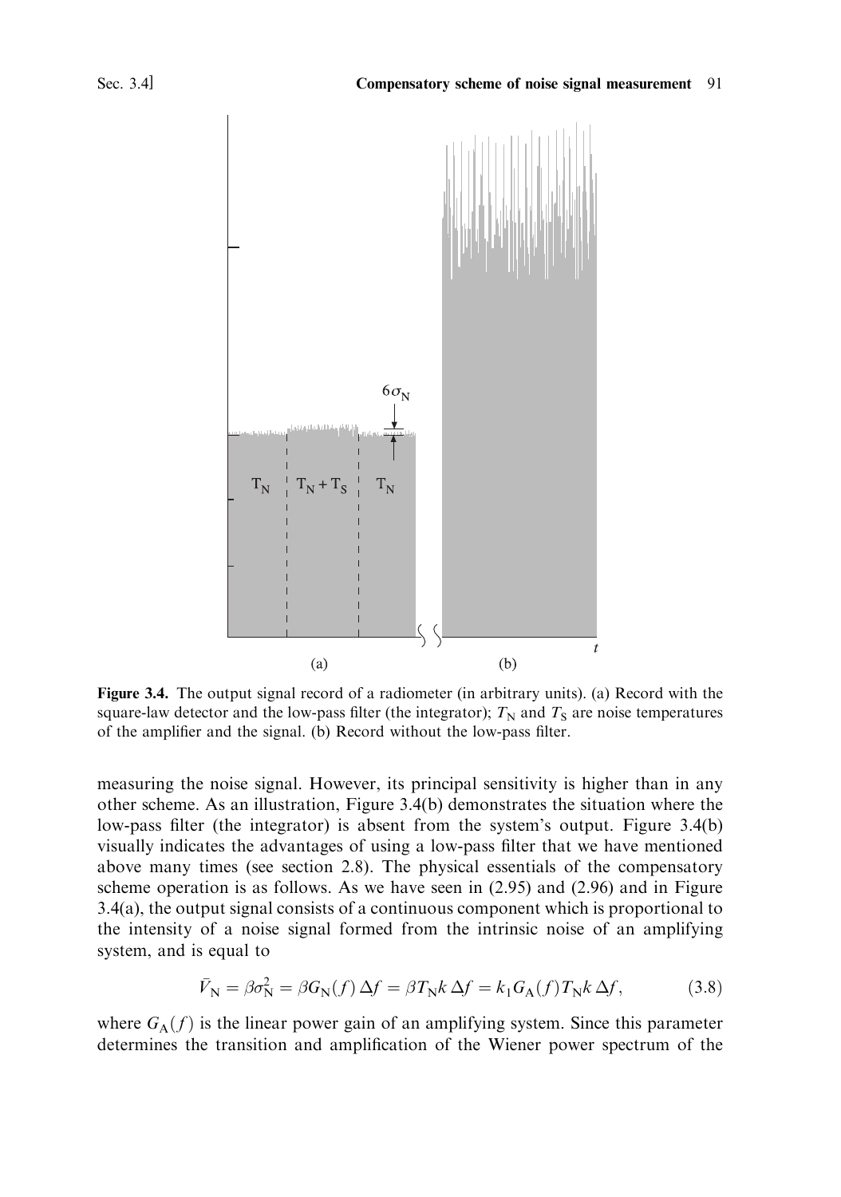**Figure 3.4.** The output signal record of a radiometer (in arbitrary units). (a) Record with the square-law detector and the low-pass filter (the integrator); $T_N$ and $T_S$ are noise temperatures of the amplifier and the signal. (b) Record without the low-pass filter.

measuring the noise signal. However, its principal sensitivity is higher than in any other scheme. As an illustration, Figure 3.4(b) demonstrates the situation where the low-pass filter (the integrator) is absent from the system's output. Figure 3.4(b) visually indicates the advantages of using a low-pass filter that we have mentioned above many times (see section 2.8). The physical essentials of the compensatory scheme operation is as follows. As we have seen in (2.95) and (2.96) and in Figure 3.4(a), the output signal consists of a continuous component which is proportional to the intensity of a noise signal formed from the intrinsic noise of an amplifying system, and is equal to

$$\bar{V}_N = \beta\sigma_N^2 = \beta G_N(f)\,\Delta f = \beta T_N k\,\Delta f = k_1 G_A(f) T_N k\,\Delta f, \tag{3.8}$$

where $G_A(f)$ is the linear power gain of an amplifying system. Since this parameter determines the transition and amplification of the Wiener power spectrum of the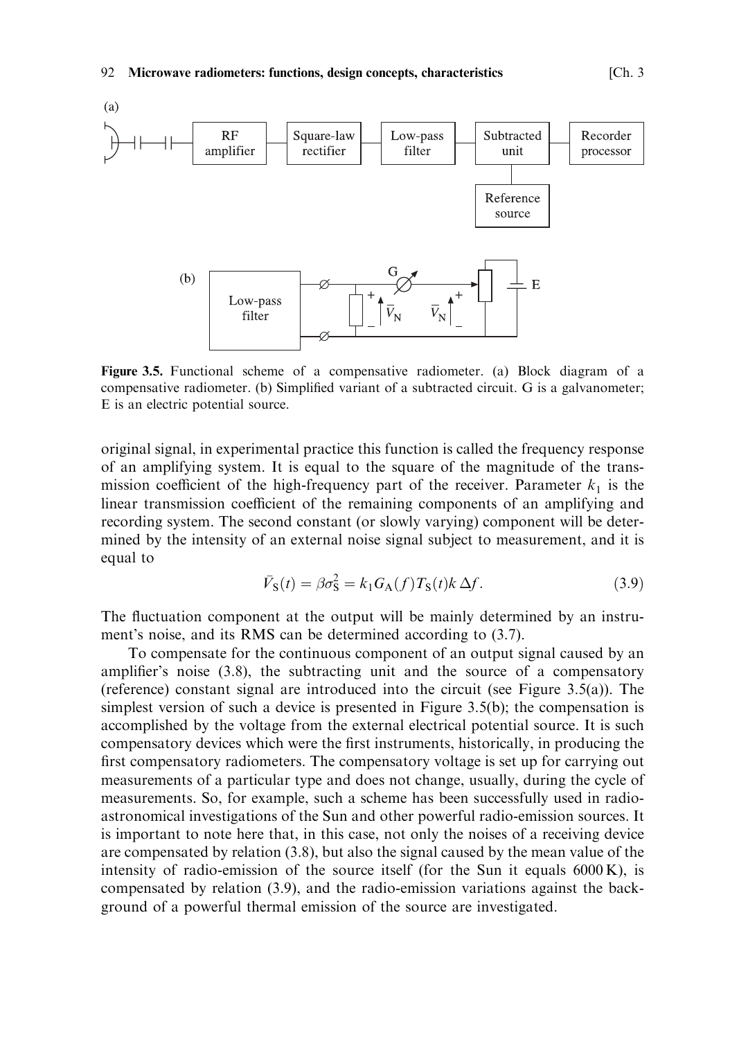(a)

(b)

**Figure 3.5.** Functional scheme of a compensative radiometer. (a) Block diagram of a compensative radiometer. (b) Simplified variant of a subtracted circuit. G is a galvanometer; E is an electric potential source.

original signal, in experimental practice this function is called the frequency response of an amplifying system. It is equal to the square of the magnitude of the transmission coefficient of the high-frequency part of the receiver. Parameter $k_1$ is the linear transmission coefficient of the remaining components of an amplifying and recording system. The second constant (or slowly varying) component will be determined by the intensity of an external noise signal subject to measurement, and it is equal to

$$\bar{V}_S(t) = \beta\sigma_S^2 = k_1 G_A(f) T_S(t) k \, \Delta f. \tag{3.9}$$

The fluctuation component at the output will be mainly determined by an instrument's noise, and its RMS can be determined according to (3.7).

To compensate for the continuous component of an output signal caused by an amplifier's noise (3.8), the subtracting unit and the source of a compensatory (reference) constant signal are introduced into the circuit (see Figure 3.5(a)). The simplest version of such a device is presented in Figure 3.5(b); the compensation is accomplished by the voltage from the external electrical potential source. It is such compensatory devices which were the first instruments, historically, in producing the first compensatory radiometers. The compensatory voltage is set up for carrying out measurements of a particular type and does not change, usually, during the cycle of measurements. So, for example, such a scheme has been successfully used in radioastronomical investigations of the Sun and other powerful radio-emission sources. It is important to note here that, in this case, not only the noises of a receiving device are compensated by relation (3.8), but also the signal caused by the mean value of the intensity of radio-emission of the source itself (for the Sun it equals 6000 K), is compensated by relation (3.9), and the radio-emission variations against the background of a powerful thermal emission of the source are investigated.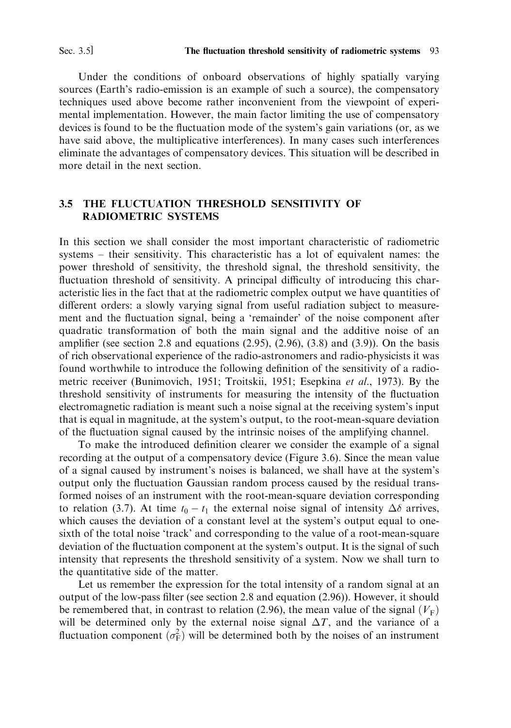Under the conditions of onboard observations of highly spatially varying sources (Earth's radio-emission is an example of such a source), the compensatory techniques used above become rather inconvenient from the viewpoint of experimental implementation. However, the main factor limiting the use of compensatory devices is found to be the fluctuation mode of the system's gain variations (or, as we have said above, the multiplicative interferences). In many cases such interferences eliminate the advantages of compensatory devices. This situation will be described in more detail in the next section.

## 3.5 THE FLUCTUATION THRESHOLD SENSITIVITY OF RADIOMETRIC SYSTEMS

In this section we shall consider the most important characteristic of radiometric systems – their sensitivity. This characteristic has a lot of equivalent names: the power threshold of sensitivity, the threshold signal, the threshold sensitivity, the fluctuation threshold of sensitivity. A principal difficulty of introducing this characteristic lies in the fact that at the radiometric complex output we have quantities of different orders: a slowly varying signal from useful radiation subject to measurement and the fluctuation signal, being a 'remainder' of the noise component after quadratic transformation of both the main signal and the additive noise of an amplifier (see section 2.8 and equations (2.95), (2.96), (3.8) and (3.9)). On the basis of rich observational experience of the radio-astronomers and radio-physicists it was found worthwhile to introduce the following definition of the sensitivity of a radiometric receiver (Bunimovich, 1951; Troitskii, 1951; Esepkina *et al*., 1973). By the threshold sensitivity of instruments for measuring the intensity of the fluctuation electromagnetic radiation is meant such a noise signal at the receiving system's input that is equal in magnitude, at the system's output, to the root-mean-square deviation of the fluctuation signal caused by the intrinsic noises of the amplifying channel.

To make the introduced definition clearer we consider the example of a signal recording at the output of a compensatory device (Figure 3.6). Since the mean value of a signal caused by instrument's noises is balanced, we shall have at the system's output only the fluctuation Gaussian random process caused by the residual transformed noises of an instrument with the root-mean-square deviation corresponding to relation (3.7). At time $t_0 - t_1$ the external noise signal of intensity $\Delta\delta$ arrives, which causes the deviation of a constant level at the system's output equal to one-sixth of the total noise 'track' and corresponding to the value of a root-mean-square deviation of the fluctuation component at the system's output. It is the signal of such intensity that represents the threshold sensitivity of a system. Now we shall turn to the quantitative side of the matter.

Let us remember the expression for the total intensity of a random signal at an output of the low-pass filter (see section 2.8 and equation (2.96)). However, it should be remembered that, in contrast to relation (2.96), the mean value of the signal $(V_{\mathrm{F}})$ will be determined only by the external noise signal $\Delta T$, and the variance of a fluctuation component $(\sigma_{\mathrm{F}}^2)$ will be determined both by the noises of an instrument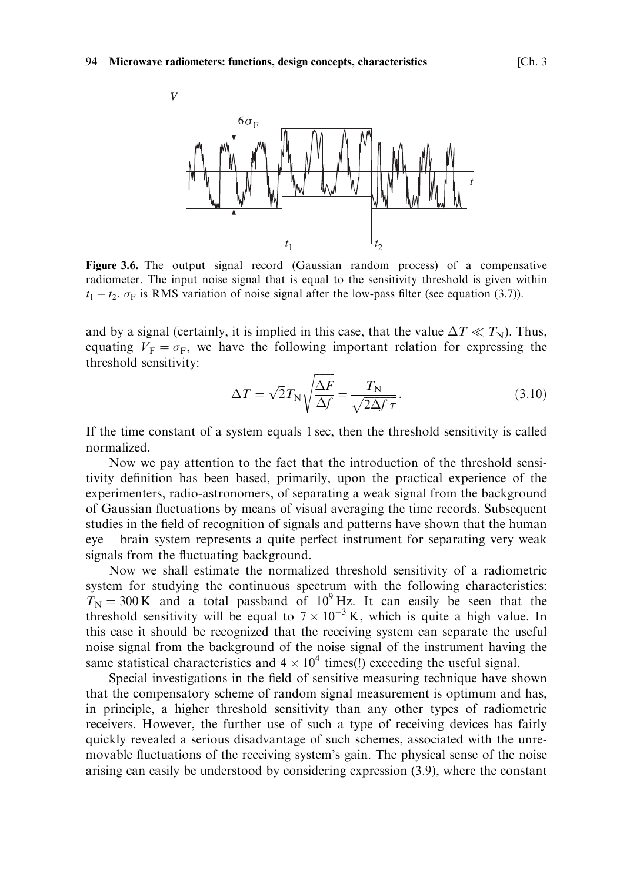**Figure 3.6.** The output signal record (Gaussian random process) of a compensative radiometer. The input noise signal that is equal to the sensitivity threshold is given within $t_1 - t_2$. $\sigma_F$ is RMS variation of noise signal after the low-pass filter (see equation (3.7)).

and by a signal (certainly, it is implied in this case, that the value $\Delta T \ll T_N$). Thus, equating $V_F = \sigma_F$, we have the following important relation for expressing the threshold sensitivity:

$$\Delta T = \sqrt{2} T_N \sqrt{\frac{\Delta F}{\Delta f}} = \frac{T_N}{\sqrt{2 \Delta f \tau}}. \tag{3.10}$$

If the time constant of a system equals 1 sec, then the threshold sensitivity is called normalized.

Now we pay attention to the fact that the introduction of the threshold sensitivity definition has been based, primarily, upon the practical experience of the experimenters, radio-astronomers, of separating a weak signal from the background of Gaussian fluctuations by means of visual averaging the time records. Subsequent studies in the field of recognition of signals and patterns have shown that the human eye – brain system represents a quite perfect instrument for separating very weak signals from the fluctuating background.

Now we shall estimate the normalized threshold sensitivity of a radiometric system for studying the continuous spectrum with the following characteristics: $T_N = 300\,\text{K}$ and a total passband of $10^9\,\text{Hz}$. It can easily be seen that the threshold sensitivity will be equal to $7 \times 10^{-3}\,\text{K}$, which is quite a high value. In this case it should be recognized that the receiving system can separate the useful noise signal from the background of the noise signal of the instrument having the same statistical characteristics and $4 \times 10^4$ times(!) exceeding the useful signal.

Special investigations in the field of sensitive measuring technique have shown that the compensatory scheme of random signal measurement is optimum and has, in principle, a higher threshold sensitivity than any other types of radiometric receivers. However, the further use of such a type of receiving devices has fairly quickly revealed a serious disadvantage of such schemes, associated with the unremovable fluctuations of the receiving system's gain. The physical sense of the noise arising can easily be understood by considering expression (3.9), where the constant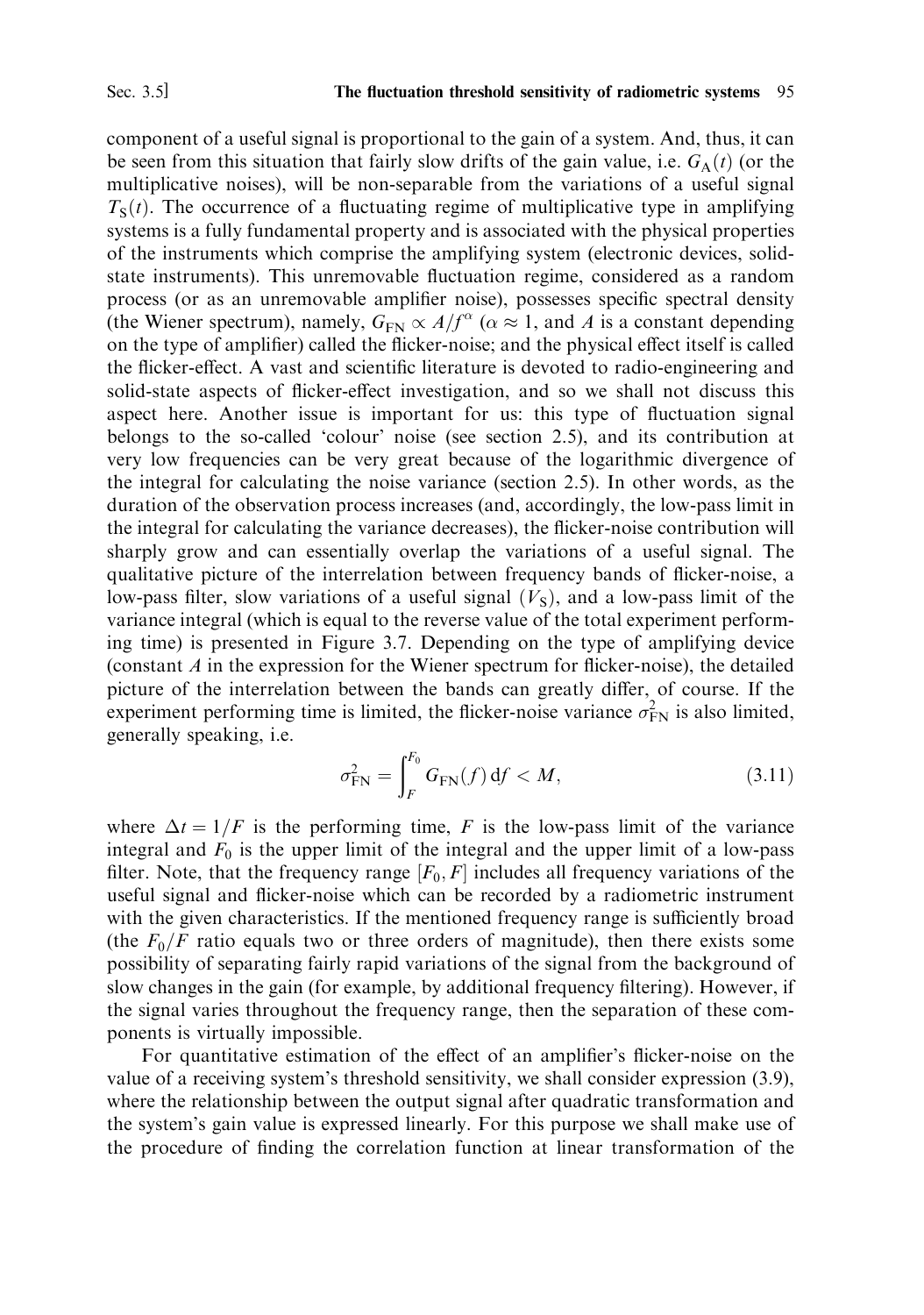component of a useful signal is proportional to the gain of a system. And, thus, it can be seen from this situation that fairly slow drifts of the gain value, i.e. $G_A(t)$ (or the multiplicative noises), will be non-separable from the variations of a useful signal $T_S(t)$. The occurrence of a fluctuating regime of multiplicative type in amplifying systems is a fully fundamental property and is associated with the physical properties of the instruments which comprise the amplifying system (electronic devices, solid-state instruments). This unremovable fluctuation regime, considered as a random process (or as an unremovable amplifier noise), possesses specific spectral density (the Wiener spectrum), namely, $G_{FN} \propto A/f^{\alpha}$ ($\alpha \approx 1$, and $A$ is a constant depending on the type of amplifier) called the flicker-noise; and the physical effect itself is called the flicker-effect. A vast and scientific literature is devoted to radio-engineering and solid-state aspects of flicker-effect investigation, and so we shall not discuss this aspect here. Another issue is important for us: this type of fluctuation signal belongs to the so-called 'colour' noise (see section 2.5), and its contribution at very low frequencies can be very great because of the logarithmic divergence of the integral for calculating the noise variance (section 2.5). In other words, as the duration of the observation process increases (and, accordingly, the low-pass limit in the integral for calculating the variance decreases), the flicker-noise contribution will sharply grow and can essentially overlap the variations of a useful signal. The qualitative picture of the interrelation between frequency bands of flicker-noise, a low-pass filter, slow variations of a useful signal ($V_S$), and a low-pass limit of the variance integral (which is equal to the reverse value of the total experiment performing time) is presented in Figure 3.7. Depending on the type of amplifying device (constant $A$ in the expression for the Wiener spectrum for flicker-noise), the detailed picture of the interrelation between the bands can greatly differ, of course. If the experiment performing time is limited, the flicker-noise variance $\sigma_{FN}^2$ is also limited, generally speaking, i.e.

$$\sigma_{FN}^2 = \int_F^{F_0} G_{FN}(f)\,df < M, \tag{3.11}$$

where $\Delta t = 1/F$ is the performing time, $F$ is the low-pass limit of the variance integral and $F_0$ is the upper limit of the integral and the upper limit of a low-pass filter. Note, that the frequency range $[F_0, F]$ includes all frequency variations of the useful signal and flicker-noise which can be recorded by a radiometric instrument with the given characteristics. If the mentioned frequency range is sufficiently broad (the $F_0/F$ ratio equals two or three orders of magnitude), then there exists some possibility of separating fairly rapid variations of the signal from the background of slow changes in the gain (for example, by additional frequency filtering). However, if the signal varies throughout the frequency range, then the separation of these components is virtually impossible.

For quantitative estimation of the effect of an amplifier's flicker-noise on the value of a receiving system's threshold sensitivity, we shall consider expression (3.9), where the relationship between the output signal after quadratic transformation and the system's gain value is expressed linearly. For this purpose we shall make use of the procedure of finding the correlation function at linear transformation of the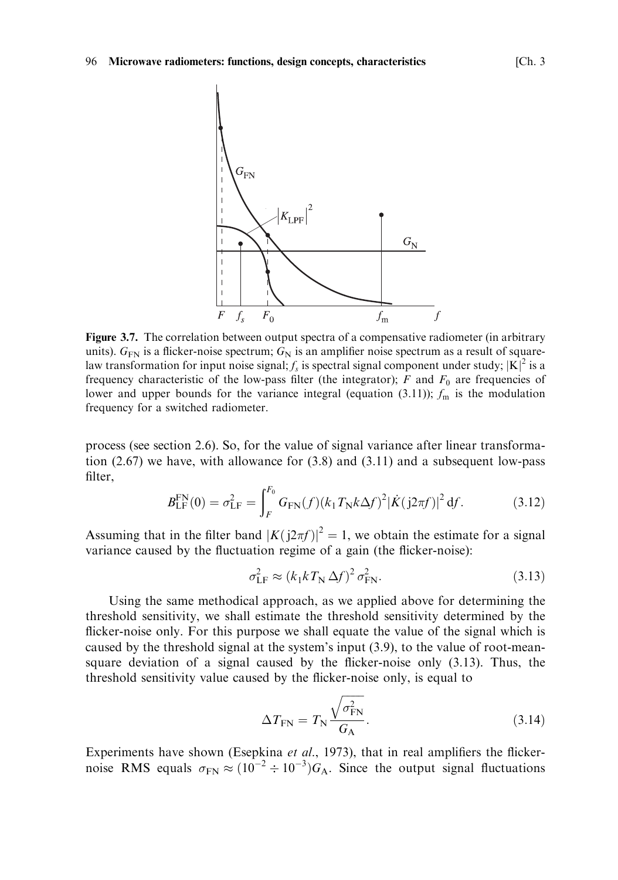**Figure 3.7.** The correlation between output spectra of a compensative radiometer (in arbitrary units). $G_{\rm FN}$ is a flicker-noise spectrum; $G_{\rm N}$ is an amplifier noise spectrum as a result of square-law transformation for input noise signal; $f_s$ is spectral signal component under study; $|\mathrm{K}|^2$ is a frequency characteristic of the low-pass filter (the integrator); $F$ and $F_0$ are frequencies of lower and upper bounds for the variance integral (equation (3.11)); $f_{\rm m}$ is the modulation frequency for a switched radiometer.

process (see section 2.6). So, for the value of signal variance after linear transformation (2.67) we have, with allowance for (3.8) and (3.11) and a subsequent low-pass filter,

$$B_{\rm LF}^{\rm FN}(0) = \sigma_{\rm LF}^2 = \int_F^{F_0} G_{\rm FN}(f)(k_1 T_{\rm N} k \Delta f)^2 |\dot{K}(\mathrm{j}2\pi f)|^2 \, \mathrm{d}f. \tag{3.12}$$

Assuming that in the filter band $|K(\mathrm{j}2\pi f)|^2 = 1$, we obtain the estimate for a signal variance caused by the fluctuation regime of a gain (the flicker-noise):

$$\sigma_{\rm LF}^2 \approx (k_1 k T_{\rm N} \, \Delta f)^2 \, \sigma_{\rm FN}^2. \tag{3.13}$$

Using the same methodical approach, as we applied above for determining the threshold sensitivity, we shall estimate the threshold sensitivity determined by the flicker-noise only. For this purpose we shall equate the value of the signal which is caused by the threshold signal at the system's input (3.9), to the value of root-mean-square deviation of a signal caused by the flicker-noise only (3.13). Thus, the threshold sensitivity value caused by the flicker-noise only, is equal to

$$\Delta T_{\rm FN} = T_{\rm N} \frac{\sqrt{\sigma_{\rm FN}^2}}{G_{\rm A}}. \tag{3.14}$$

Experiments have shown (Esepkina *et al.*, 1973), that in real amplifiers the flicker-noise RMS equals $\sigma_{\rm FN} \approx (10^{-2} \div 10^{-3}) G_{\rm A}$. Since the output signal fluctuations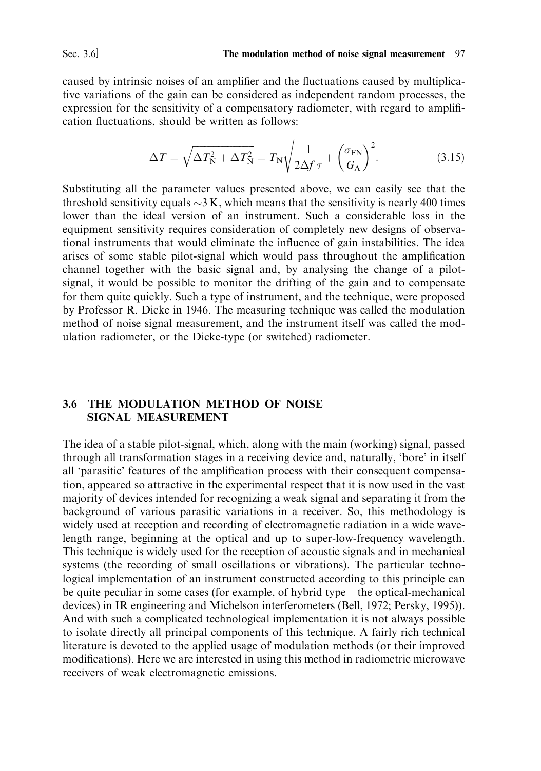caused by intrinsic noises of an amplifier and the fluctuations caused by multiplicative variations of the gain can be considered as independent random processes, the expression for the sensitivity of a compensatory radiometer, with regard to amplification fluctuations, should be written as follows:

$$\Delta T = \sqrt{\Delta T_{\mathrm{N}}^2 + \Delta T_{\mathrm{N}}^2} = T_{\mathrm{N}} \sqrt{\frac{1}{2\Delta f\,\tau} + \left(\frac{\sigma_{\mathrm{FN}}}{G_{\mathrm{A}}}\right)^2}. \tag{3.15}$$

Substituting all the parameter values presented above, we can easily see that the threshold sensitivity equals $\sim$3 K, which means that the sensitivity is nearly 400 times lower than the ideal version of an instrument. Such a considerable loss in the equipment sensitivity requires consideration of completely new designs of observational instruments that would eliminate the influence of gain instabilities. The idea arises of some stable pilot-signal which would pass throughout the amplification channel together with the basic signal and, by analysing the change of a pilot-signal, it would be possible to monitor the drifting of the gain and to compensate for them quite quickly. Such a type of instrument, and the technique, were proposed by Professor R. Dicke in 1946. The measuring technique was called the modulation method of noise signal measurement, and the instrument itself was called the modulation radiometer, or the Dicke-type (or switched) radiometer.

## 3.6 THE MODULATION METHOD OF NOISE SIGNAL MEASUREMENT

The idea of a stable pilot-signal, which, along with the main (working) signal, passed through all transformation stages in a receiving device and, naturally, 'bore' in itself all 'parasitic' features of the amplification process with their consequent compensation, appeared so attractive in the experimental respect that it is now used in the vast majority of devices intended for recognizing a weak signal and separating it from the background of various parasitic variations in a receiver. So, this methodology is widely used at reception and recording of electromagnetic radiation in a wide wavelength range, beginning at the optical and up to super-low-frequency wavelength. This technique is widely used for the reception of acoustic signals and in mechanical systems (the recording of small oscillations or vibrations). The particular technological implementation of an instrument constructed according to this principle can be quite peculiar in some cases (for example, of hybrid type – the optical-mechanical devices) in IR engineering and Michelson interferometers (Bell, 1972; Persky, 1995)). And with such a complicated technological implementation it is not always possible to isolate directly all principal components of this technique. A fairly rich technical literature is devoted to the applied usage of modulation methods (or their improved modifications). Here we are interested in using this method in radiometric microwave receivers of weak electromagnetic emissions.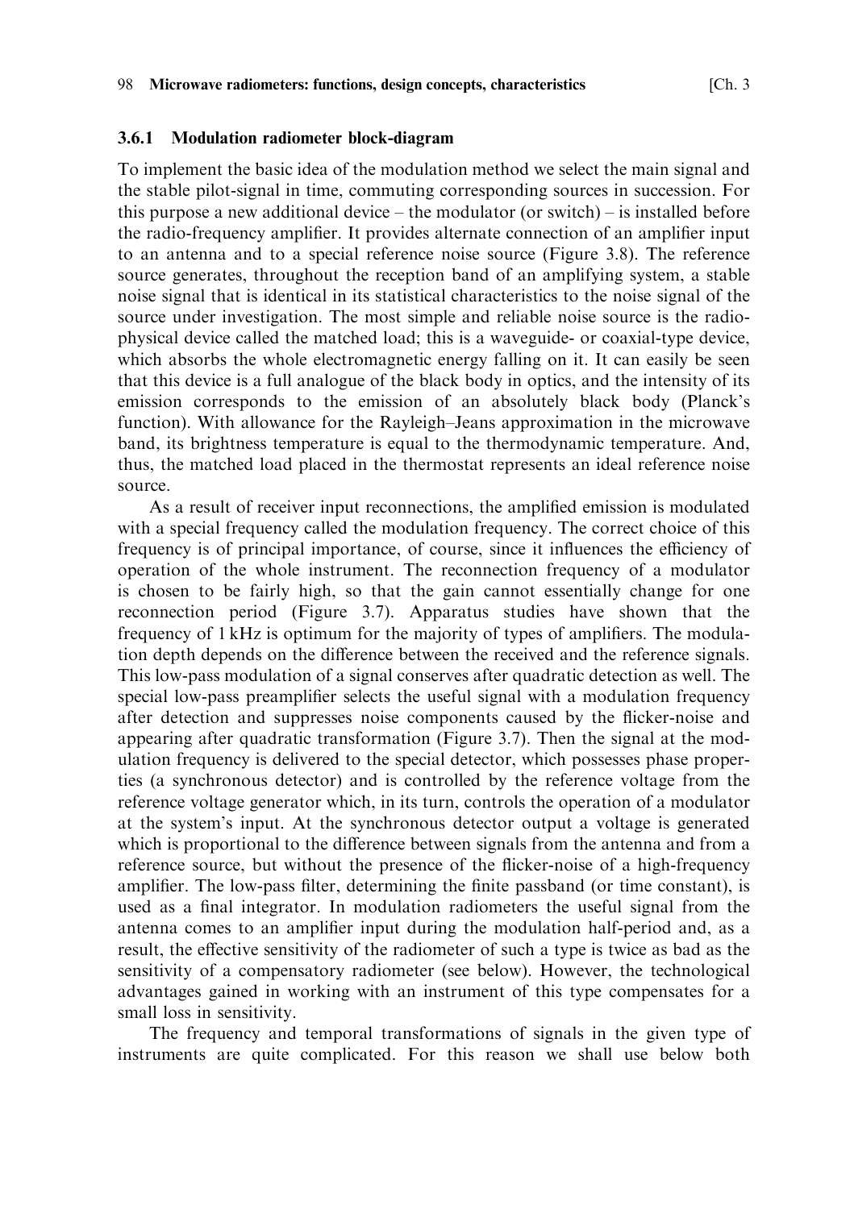### 3.6.1 Modulation radiometer block-diagram

To implement the basic idea of the modulation method we select the main signal and the stable pilot-signal in time, commuting corresponding sources in succession. For this purpose a new additional device – the modulator (or switch) – is installed before the radio-frequency amplifier. It provides alternate connection of an amplifier input to an antenna and to a special reference noise source (Figure 3.8). The reference source generates, throughout the reception band of an amplifying system, a stable noise signal that is identical in its statistical characteristics to the noise signal of the source under investigation. The most simple and reliable noise source is the radiophysical device called the matched load; this is a waveguide- or coaxial-type device, which absorbs the whole electromagnetic energy falling on it. It can easily be seen that this device is a full analogue of the black body in optics, and the intensity of its emission corresponds to the emission of an absolutely black body (Planck's function). With allowance for the Rayleigh–Jeans approximation in the microwave band, its brightness temperature is equal to the thermodynamic temperature. And, thus, the matched load placed in the thermostat represents an ideal reference noise source.

As a result of receiver input reconnections, the amplified emission is modulated with a special frequency called the modulation frequency. The correct choice of this frequency is of principal importance, of course, since it influences the efficiency of operation of the whole instrument. The reconnection frequency of a modulator is chosen to be fairly high, so that the gain cannot essentially change for one reconnection period (Figure 3.7). Apparatus studies have shown that the frequency of 1 kHz is optimum for the majority of types of amplifiers. The modulation depth depends on the difference between the received and the reference signals. This low-pass modulation of a signal conserves after quadratic detection as well. The special low-pass preamplifier selects the useful signal with a modulation frequency after detection and suppresses noise components caused by the flicker-noise and appearing after quadratic transformation (Figure 3.7). Then the signal at the modulation frequency is delivered to the special detector, which possesses phase properties (a synchronous detector) and is controlled by the reference voltage from the reference voltage generator which, in its turn, controls the operation of a modulator at the system's input. At the synchronous detector output a voltage is generated which is proportional to the difference between signals from the antenna and from a reference source, but without the presence of the flicker-noise of a high-frequency amplifier. The low-pass filter, determining the finite passband (or time constant), is used as a final integrator. In modulation radiometers the useful signal from the antenna comes to an amplifier input during the modulation half-period and, as a result, the effective sensitivity of the radiometer of such a type is twice as bad as the sensitivity of a compensatory radiometer (see below). However, the technological advantages gained in working with an instrument of this type compensates for a small loss in sensitivity.

The frequency and temporal transformations of signals in the given type of instruments are quite complicated. For this reason we shall use below both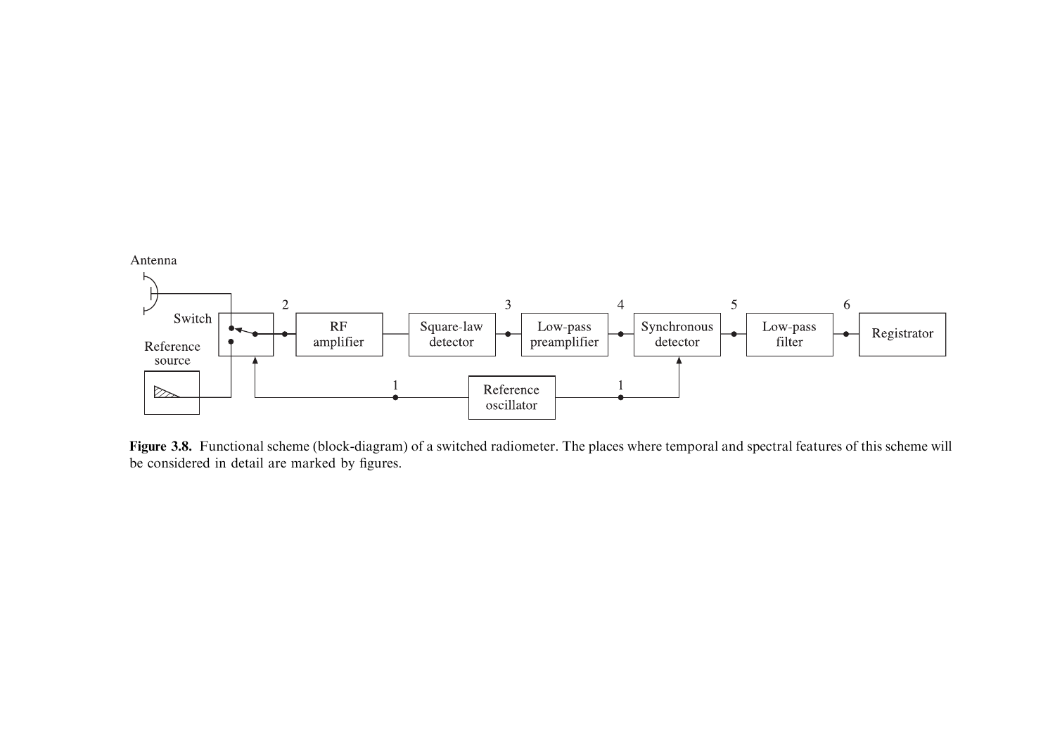**Figure 3.8.** Functional scheme (block-diagram) of a switched radiometer. The places where temporal and spectral features of this scheme will be considered in detail are marked by figures.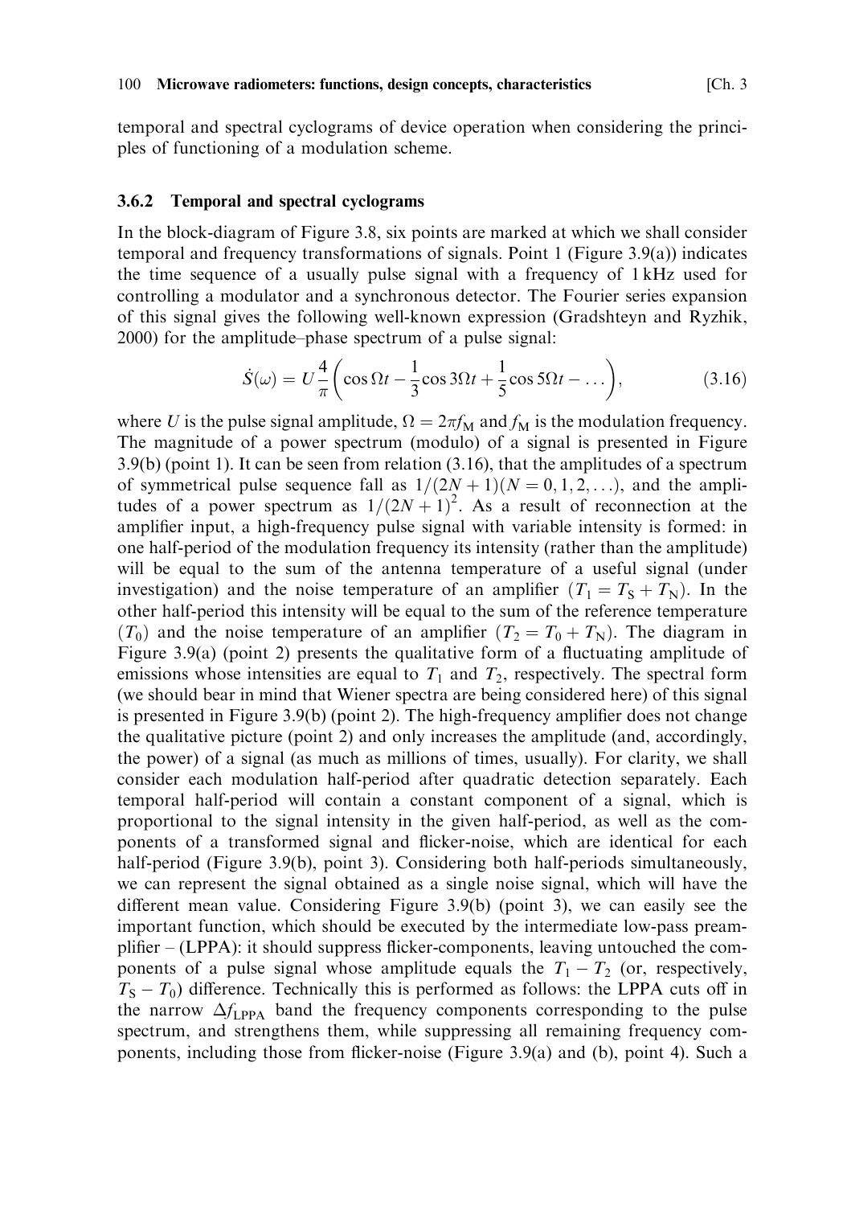temporal and spectral cyclograms of device operation when considering the principles of functioning of a modulation scheme.

### 3.6.2 Temporal and spectral cyclograms

In the block-diagram of Figure 3.8, six points are marked at which we shall consider temporal and frequency transformations of signals. Point 1 (Figure 3.9(a)) indicates the time sequence of a usually pulse signal with a frequency of 1 kHz used for controlling a modulator and a synchronous detector. The Fourier series expansion of this signal gives the following well-known expression (Gradshteyn and Ryzhik, 2000) for the amplitude–phase spectrum of a pulse signal:

$$\dot{S}(\omega) = U\frac{4}{\pi}\left(\cos\Omega t - \frac{1}{3}\cos 3\Omega t + \frac{1}{5}\cos 5\Omega t - \dots\right), \tag{3.16}$$

where $U$ is the pulse signal amplitude, $\Omega = 2\pi f_M$ and $f_M$ is the modulation frequency. The magnitude of a power spectrum (modulo) of a signal is presented in Figure 3.9(b) (point 1). It can be seen from relation (3.16), that the amplitudes of a spectrum of symmetrical pulse sequence fall as $1/(2N+1)(N = 0, 1, 2, \dots)$, and the amplitudes of a power spectrum as $1/(2N+1)^2$. As a result of reconnection at the amplifier input, a high-frequency pulse signal with variable intensity is formed: in one half-period of the modulation frequency its intensity (rather than the amplitude) will be equal to the sum of the antenna temperature of a useful signal (under investigation) and the noise temperature of an amplifier ($T_1 = T_S + T_N$). In the other half-period this intensity will be equal to the sum of the reference temperature ($T_0$) and the noise temperature of an amplifier ($T_2 = T_0 + T_N$). The diagram in Figure 3.9(a) (point 2) presents the qualitative form of a fluctuating amplitude of emissions whose intensities are equal to $T_1$ and $T_2$, respectively. The spectral form (we should bear in mind that Wiener spectra are being considered here) of this signal is presented in Figure 3.9(b) (point 2). The high-frequency amplifier does not change the qualitative picture (point 2) and only increases the amplitude (and, accordingly, the power) of a signal (as much as millions of times, usually). For clarity, we shall consider each modulation half-period after quadratic detection separately. Each temporal half-period will contain a constant component of a signal, which is proportional to the signal intensity in the given half-period, as well as the components of a transformed signal and flicker-noise, which are identical for each half-period (Figure 3.9(b), point 3). Considering both half-periods simultaneously, we can represent the signal obtained as a single noise signal, which will have the different mean value. Considering Figure 3.9(b) (point 3), we can easily see the important function, which should be executed by the intermediate low-pass preamplifier – (LPPA): it should suppress flicker-components, leaving untouched the components of a pulse signal whose amplitude equals the $T_1 - T_2$ (or, respectively, $T_S - T_0$) difference. Technically this is performed as follows: the LPPA cuts off in the narrow $\Delta f_{\mathrm{LPPA}}$ band the frequency components corresponding to the pulse spectrum, and strengthens them, while suppressing all remaining frequency components, including those from flicker-noise (Figure 3.9(a) and (b), point 4). Such a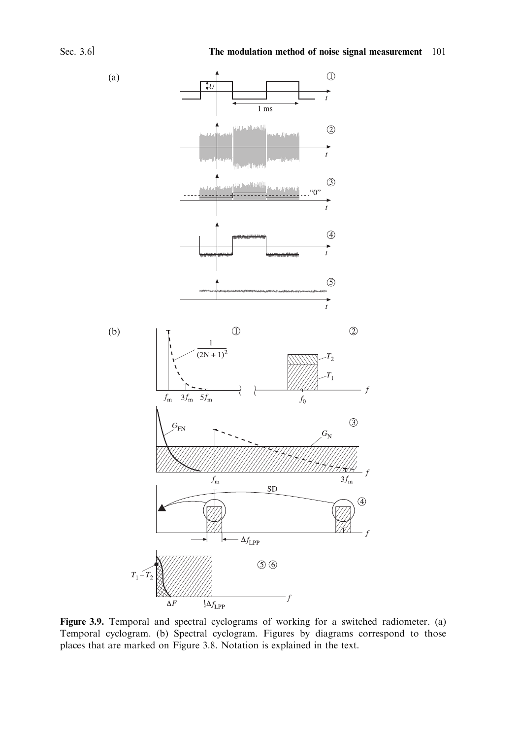**Figure 3.9.** Temporal and spectral cyclograms of working for a switched radiometer. (a) Temporal cyclogram. (b) Spectral cyclogram. Figures by diagrams correspond to those places that are marked on Figure 3.8. Notation is explained in the text.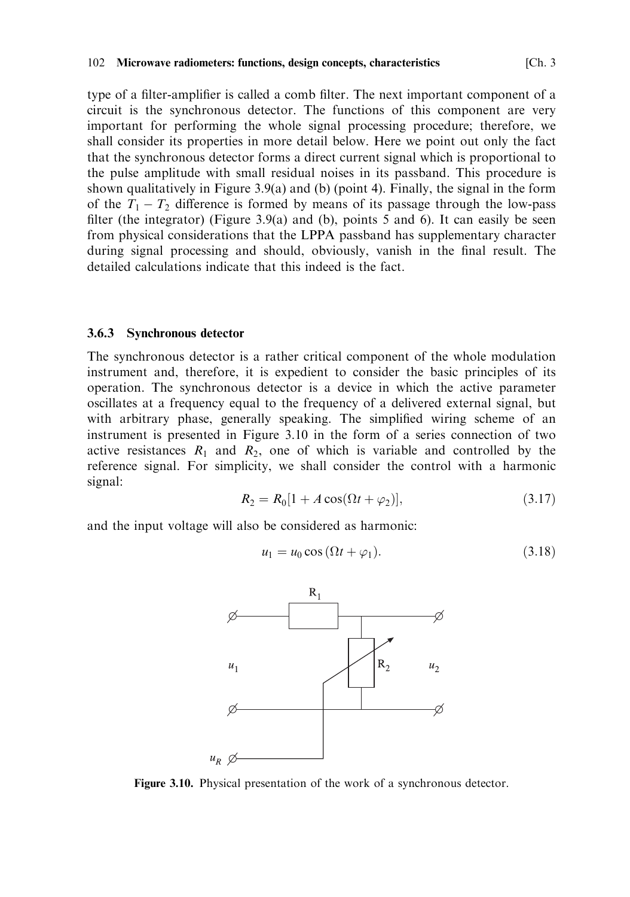type of a filter-amplifier is called a comb filter. The next important component of a circuit is the synchronous detector. The functions of this component are very important for performing the whole signal processing procedure; therefore, we shall consider its properties in more detail below. Here we point out only the fact that the synchronous detector forms a direct current signal which is proportional to the pulse amplitude with small residual noises in its passband. This procedure is shown qualitatively in Figure 3.9(a) and (b) (point 4). Finally, the signal in the form of the $T_1 - T_2$ difference is formed by means of its passage through the low-pass filter (the integrator) (Figure 3.9(a) and (b), points 5 and 6). It can easily be seen from physical considerations that the LPPA passband has supplementary character during signal processing and should, obviously, vanish in the final result. The detailed calculations indicate that this indeed is the fact.

### 3.6.3 Synchronous detector

The synchronous detector is a rather critical component of the whole modulation instrument and, therefore, it is expedient to consider the basic principles of its operation. The synchronous detector is a device in which the active parameter oscillates at a frequency equal to the frequency of a delivered external signal, but with arbitrary phase, generally speaking. The simplified wiring scheme of an instrument is presented in Figure 3.10 in the form of a series connection of two active resistances $R_1$ and $R_2$, one of which is variable and controlled by the reference signal. For simplicity, we shall consider the control with a harmonic signal:

$$R_2 = R_0[1 + A\cos(\Omega t + \varphi_2)], \tag{3.17}$$

and the input voltage will also be considered as harmonic:

$$u_1 = u_0 \cos(\Omega t + \varphi_1). \tag{3.18}$$

Figure 3.10. Physical presentation of the work of a synchronous detector.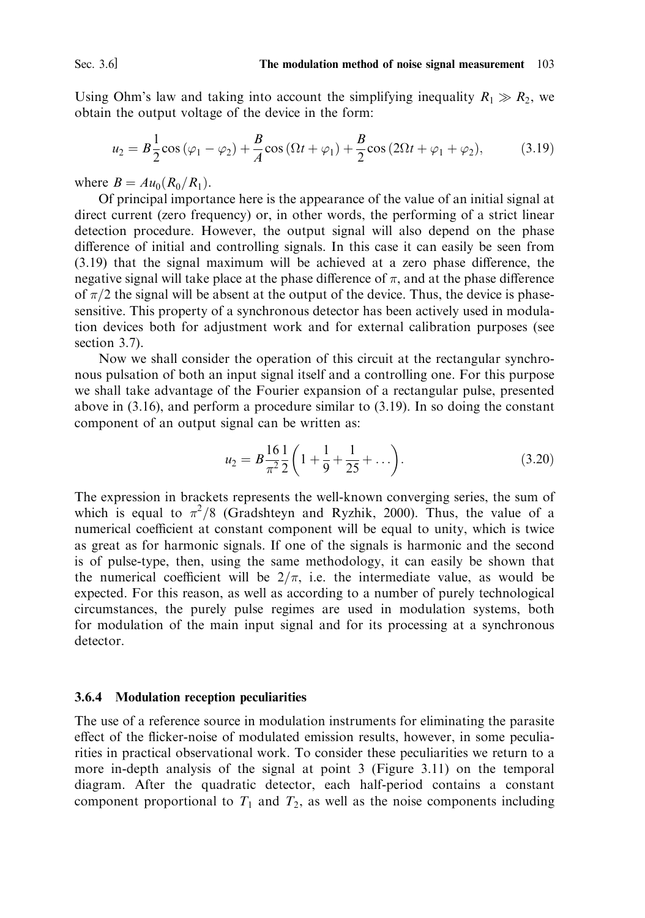Using Ohm's law and taking into account the simplifying inequality $R_1 \gg R_2$, we obtain the output voltage of the device in the form:

$$u_2 = B\frac{1}{2}\cos(\varphi_1 - \varphi_2) + \frac{B}{A}\cos(\Omega t + \varphi_1) + \frac{B}{2}\cos(2\Omega t + \varphi_1 + \varphi_2), \tag{3.19}$$

where $B = Au_0(R_0/R_1)$.

Of principal importance here is the appearance of the value of an initial signal at direct current (zero frequency) or, in other words, the performing of a strict linear detection procedure. However, the output signal will also depend on the phase difference of initial and controlling signals. In this case it can easily be seen from (3.19) that the signal maximum will be achieved at a zero phase difference, the negative signal will take place at the phase difference of $\pi$, and at the phase difference of $\pi/2$ the signal will be absent at the output of the device. Thus, the device is phase-sensitive. This property of a synchronous detector has been actively used in modulation devices both for adjustment work and for external calibration purposes (see section 3.7).

Now we shall consider the operation of this circuit at the rectangular synchronous pulsation of both an input signal itself and a controlling one. For this purpose we shall take advantage of the Fourier expansion of a rectangular pulse, presented above in (3.16), and perform a procedure similar to (3.19). In so doing the constant component of an output signal can be written as:

$$u_2 = B\frac{16}{\pi^2}\frac{1}{2}\left(1 + \frac{1}{9} + \frac{1}{25} + \dots\right). \tag{3.20}$$

The expression in brackets represents the well-known converging series, the sum of which is equal to $\pi^2/8$ (Gradshteyn and Ryzhik, 2000). Thus, the value of a numerical coefficient at constant component will be equal to unity, which is twice as great as for harmonic signals. If one of the signals is harmonic and the second is of pulse-type, then, using the same methodology, it can easily be shown that the numerical coefficient will be $2/\pi$, i.e. the intermediate value, as would be expected. For this reason, as well as according to a number of purely technological circumstances, the purely pulse regimes are used in modulation systems, both for modulation of the main input signal and for its processing at a synchronous detector.

### 3.6.4 Modulation reception peculiarities

The use of a reference source in modulation instruments for eliminating the parasite effect of the flicker-noise of modulated emission results, however, in some peculiarities in practical observational work. To consider these peculiarities we return to a more in-depth analysis of the signal at point 3 (Figure 3.11) on the temporal diagram. After the quadratic detector, each half-period contains a constant component proportional to $T_1$ and $T_2$, as well as the noise components including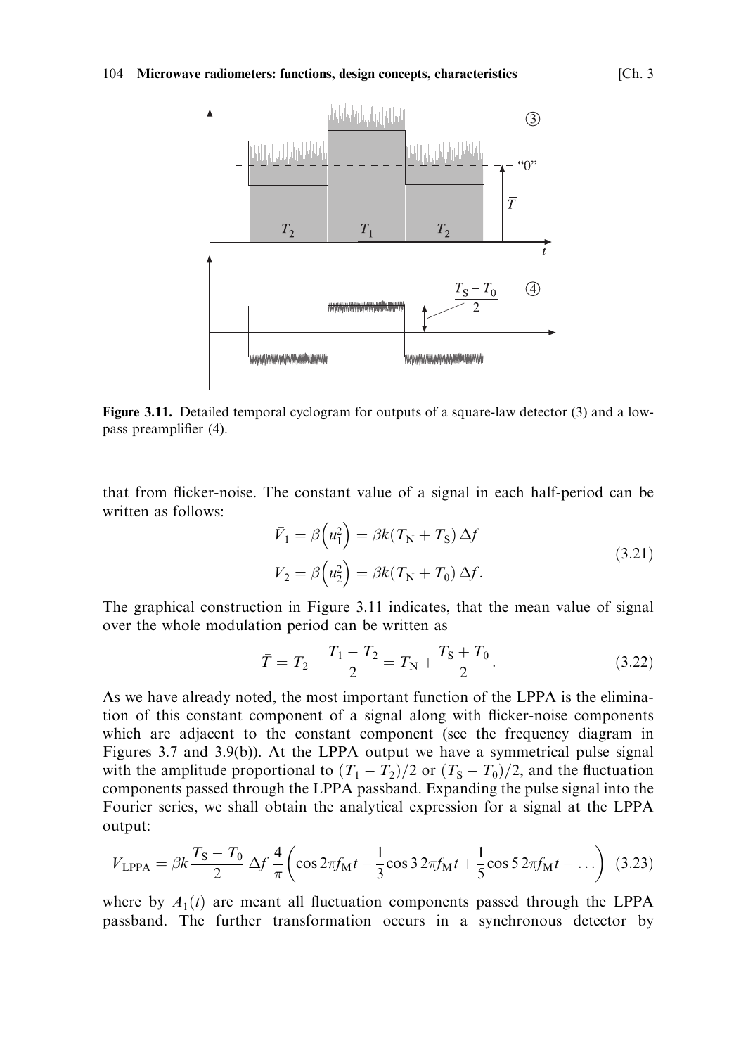**Figure 3.11.** Detailed temporal cyclogram for outputs of a square-law detector (3) and a low-pass preamplifier (4).

that from flicker-noise. The constant value of a signal in each half-period can be written as follows:

$$
\begin{aligned}
\bar{V}_1 &= \beta\left(\overline{u_1^2}\right) = \beta k (T_N + T_S)\,\Delta f \\
\bar{V}_2 &= \beta\left(\overline{u_2^2}\right) = \beta k (T_N + T_0)\,\Delta f.
\end{aligned}
\tag{3.21}
$$

The graphical construction in Figure 3.11 indicates, that the mean value of signal over the whole modulation period can be written as

$$
\bar{T} = T_2 + \frac{T_1 - T_2}{2} = T_N + \frac{T_S + T_0}{2}. \tag{3.22}
$$

As we have already noted, the most important function of the LPPA is the elimination of this constant component of a signal along with flicker-noise components which are adjacent to the constant component (see the frequency diagram in Figures 3.7 and 3.9(b)). At the LPPA output we have a symmetrical pulse signal with the amplitude proportional to $(T_1 - T_2)/2$ or $(T_S - T_0)/2$, and the fluctuation components passed through the LPPA passband. Expanding the pulse signal into the Fourier series, we shall obtain the analytical expression for a signal at the LPPA output:

$$
V_{\text{LPPA}} = \beta k \frac{T_S - T_0}{2}\,\Delta f\,\frac{4}{\pi}\left(\cos 2\pi f_M t - \frac{1}{3}\cos 3\,2\pi f_M t + \frac{1}{5}\cos 5\,2\pi f_M t - \dots\right) \tag{3.23}
$$

where by $A_1(t)$ are meant all fluctuation components passed through the LPPA passband. The further transformation occurs in a synchronous detector by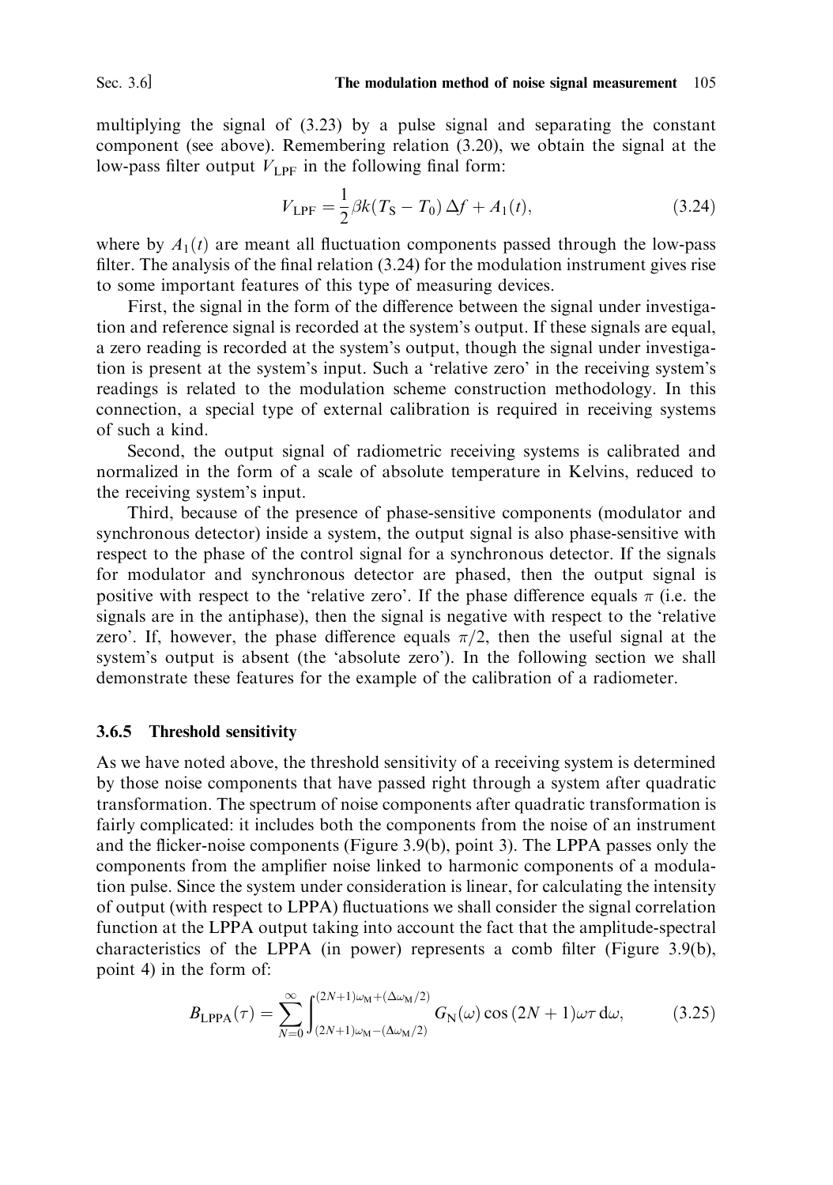multiplying the signal of (3.23) by a pulse signal and separating the constant component (see above). Remembering relation (3.20), we obtain the signal at the low-pass filter output $V_{\mathrm{LPF}}$ in the following final form:

$$V_{\mathrm{LPF}} = \frac{1}{2}\beta k(T_{\mathrm{S}} - T_0)\,\Delta f + A_1(t), \tag{3.24}$$

where by $A_1(t)$ are meant all fluctuation components passed through the low-pass filter. The analysis of the final relation (3.24) for the modulation instrument gives rise to some important features of this type of measuring devices.

First, the signal in the form of the difference between the signal under investigation and reference signal is recorded at the system's output. If these signals are equal, a zero reading is recorded at the system's output, though the signal under investigation is present at the system's input. Such a 'relative zero' in the receiving system's readings is related to the modulation scheme construction methodology. In this connection, a special type of external calibration is required in receiving systems of such a kind.

Second, the output signal of radiometric receiving systems is calibrated and normalized in the form of a scale of absolute temperature in Kelvins, reduced to the receiving system's input.

Third, because of the presence of phase-sensitive components (modulator and synchronous detector) inside a system, the output signal is also phase-sensitive with respect to the phase of the control signal for a synchronous detector. If the signals for modulator and synchronous detector are phased, then the output signal is positive with respect to the 'relative zero'. If the phase difference equals $\pi$ (i.e. the signals are in the antiphase), then the signal is negative with respect to the 'relative zero'. If, however, the phase difference equals $\pi/2$, then the useful signal at the system's output is absent (the 'absolute zero'). In the following section we shall demonstrate these features for the example of the calibration of a radiometer.

### 3.6.5 Threshold sensitivity

As we have noted above, the threshold sensitivity of a receiving system is determined by those noise components that have passed right through a system after quadratic transformation. The spectrum of noise components after quadratic transformation is fairly complicated: it includes both the components from the noise of an instrument and the flicker-noise components (Figure 3.9(b), point 3). The LPPA passes only the components from the amplifier noise linked to harmonic components of a modulation pulse. Since the system under consideration is linear, for calculating the intensity of output (with respect to LPPA) fluctuations we shall consider the signal correlation function at the LPPA output taking into account the fact that the amplitude-spectral characteristics of the LPPA (in power) represents a comb filter (Figure 3.9(b), point 4) in the form of:

$$B_{\mathrm{LPPA}}(\tau) = \sum_{N=0}^{\infty} \int_{(2N+1)\omega_{\mathrm{M}}-(\Delta\omega_{\mathrm{M}}/2)}^{(2N+1)\omega_{\mathrm{M}}+(\Delta\omega_{\mathrm{M}}/2)} G_{\mathrm{N}}(\omega)\cos(2N+1)\omega\tau\,\mathrm{d}\omega, \tag{3.25}$$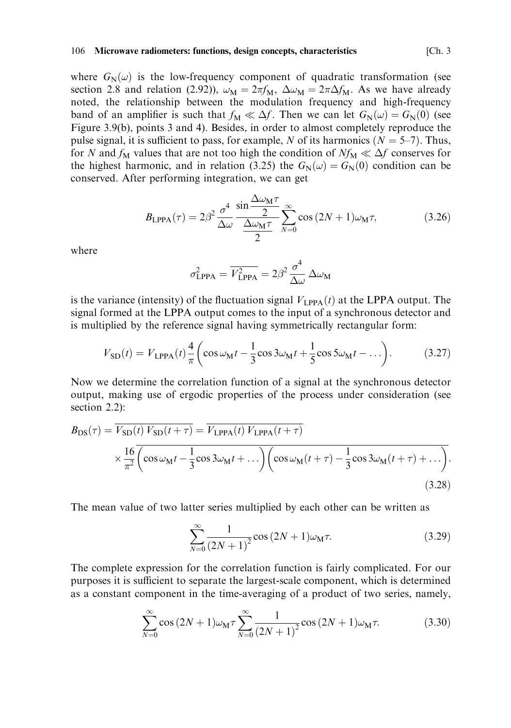where $G_N(\omega)$ is the low-frequency component of quadratic transformation (see section 2.8 and relation (2.92)), $\omega_M = 2\pi f_M$, $\Delta\omega_M = 2\pi\Delta f_M$. As we have already noted, the relationship between the modulation frequency and high-frequency band of an amplifier is such that $f_M \ll \Delta f$. Then we can let $G_N(\omega) = G_N(0)$ (see Figure 3.9(b), points 3 and 4). Besides, in order to almost completely reproduce the pulse signal, it is sufficient to pass, for example, $N$ of its harmonics ($N = 5$–$7$). Thus, for $N$ and $f_M$ values that are not too high the condition of $Nf_M \ll \Delta f$ conserves for the highest harmonic, and in relation (3.25) the $G_N(\omega) = G_N(0)$ condition can be conserved. After performing integration, we can get

$$B_{\text{LPPA}}(\tau) = 2\beta^2 \frac{\sigma^4}{\Delta\omega} \frac{\sin\dfrac{\Delta\omega_M \tau}{2}}{\dfrac{\Delta\omega_M \tau}{2}} \sum_{N=0}^{\infty} \cos(2N+1)\omega_M \tau, \tag{3.26}$$

where

$$\sigma_{\text{LPPA}}^2 = \overline{V_{\text{LPPA}}^2} = 2\beta^2 \frac{\sigma^4}{\Delta\omega} \Delta\omega_M$$

is the variance (intensity) of the fluctuation signal $V_{\text{LPPA}}(t)$ at the LPPA output. The signal formed at the LPPA output comes to the input of a synchronous detector and is multiplied by the reference signal having symmetrically rectangular form:

$$V_{\text{SD}}(t) = V_{\text{LPPA}}(t) \frac{4}{\pi} \left( \cos\omega_M t - \frac{1}{3}\cos 3\omega_M t + \frac{1}{5}\cos 5\omega_M t - \dots \right). \tag{3.27}$$

Now we determine the correlation function of a signal at the synchronous detector output, making use of ergodic properties of the process under consideration (see section 2.2):

$$\begin{aligned} B_{\text{DS}}(\tau) &= \overline{V_{\text{SD}}(t)\, V_{\text{SD}}(t+\tau)} = \overline{V_{\text{LPPA}}(t)\, V_{\text{LPPA}}(t+\tau)} \\ &\quad \times \frac{16}{\pi^2} \overline{\left( \cos\omega_M t - \frac{1}{3}\cos 3\omega_M t + \dots \right) \left( \cos\omega_M (t+\tau) - \frac{1}{3}\cos 3\omega_M (t+\tau) + \dots \right)}. \end{aligned} \tag{3.28}$$

The mean value of two latter series multiplied by each other can be written as

$$\sum_{N=0}^{\infty} \frac{1}{(2N+1)^2} \cos(2N+1)\omega_M \tau. \tag{3.29}$$

The complete expression for the correlation function is fairly complicated. For our purposes it is sufficient to separate the largest-scale component, which is determined as a constant component in the time-averaging of a product of two series, namely,

$$\sum_{N=0}^{\infty} \cos(2N+1)\omega_M \tau \sum_{N=0}^{\infty} \frac{1}{(2N+1)^2} \cos(2N+1)\omega_M \tau. \tag{3.30}$$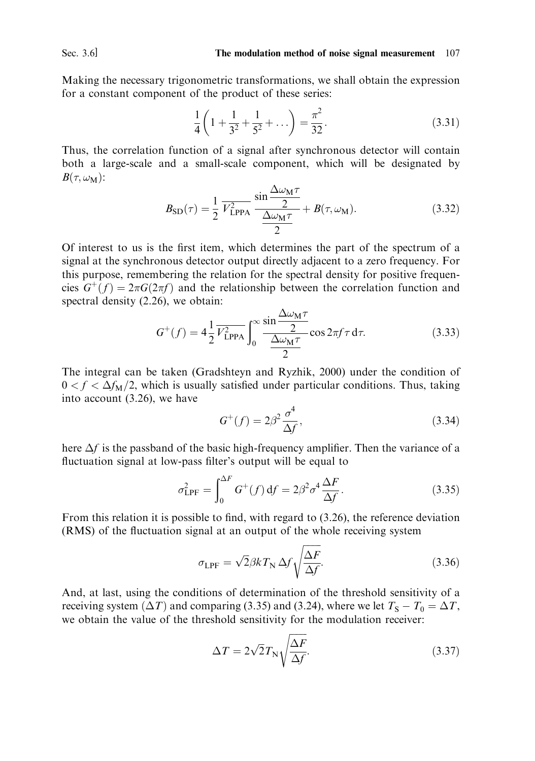Making the necessary trigonometric transformations, we shall obtain the expression for a constant component of the product of these series:

$$\frac{1}{4}\left(1+\frac{1}{3^2}+\frac{1}{5^2}+\dots\right)=\frac{\pi^2}{32}. \tag{3.31}$$

Thus, the correlation function of a signal after synchronous detector will contain both a large-scale and a small-scale component, which will be designated by $B(\tau, \omega_{\mathrm{M}})$:

$$B_{\mathrm{SD}}(\tau)=\frac{1}{2}\,\overline{V_{\mathrm{LPPA}}^2}\,\frac{\sin\dfrac{\Delta\omega_{\mathrm{M}}\tau}{2}}{\dfrac{\Delta\omega_{\mathrm{M}}\tau}{2}}+B(\tau,\omega_{\mathrm{M}}). \tag{3.32}$$

Of interest to us is the first item, which determines the part of the spectrum of a signal at the synchronous detector output directly adjacent to a zero frequency. For this purpose, remembering the relation for the spectral density for positive frequencies $G^{+}(f)=2\pi G(2\pi f)$ and the relationship between the correlation function and spectral density (2.26), we obtain:

$$G^{+}(f)=4\frac{1}{2}\overline{V_{\mathrm{LPPA}}^2}\int_0^{\infty}\frac{\sin\dfrac{\Delta\omega_{\mathrm{M}}\tau}{2}}{\dfrac{\Delta\omega_{\mathrm{M}}\tau}{2}}\cos 2\pi f\tau\,\mathrm{d}\tau. \tag{3.33}$$

The integral can be taken (Gradshteyn and Ryzhik, 2000) under the condition of $0<f<\Delta f_{\mathrm{M}}/2$, which is usually satisfied under particular conditions. Thus, taking into account (3.26), we have

$$G^{+}(f)=2\beta^2\frac{\sigma^4}{\Delta f}, \tag{3.34}$$

here $\Delta f$ is the passband of the basic high-frequency amplifier. Then the variance of a fluctuation signal at low-pass filter's output will be equal to

$$\sigma_{\mathrm{LPF}}^2=\int_0^{\Delta F}G^{+}(f)\,\mathrm{d}f=2\beta^2\sigma^4\frac{\Delta F}{\Delta f}. \tag{3.35}$$

From this relation it is possible to find, with regard to (3.26), the reference deviation (RMS) of the fluctuation signal at an output of the whole receiving system

$$\sigma_{\mathrm{LPF}}=\sqrt{2}\beta kT_{\mathrm{N}}\,\Delta f\sqrt{\frac{\Delta F}{\Delta f}}. \tag{3.36}$$

And, at last, using the conditions of determination of the threshold sensitivity of a receiving system ($\Delta T$) and comparing (3.35) and (3.24), where we let $T_{\mathrm{S}}-T_0=\Delta T$, we obtain the value of the threshold sensitivity for the modulation receiver:

$$\Delta T=2\sqrt{2}T_{\mathrm{N}}\sqrt{\frac{\Delta F}{\Delta f}}. \tag{3.37}$$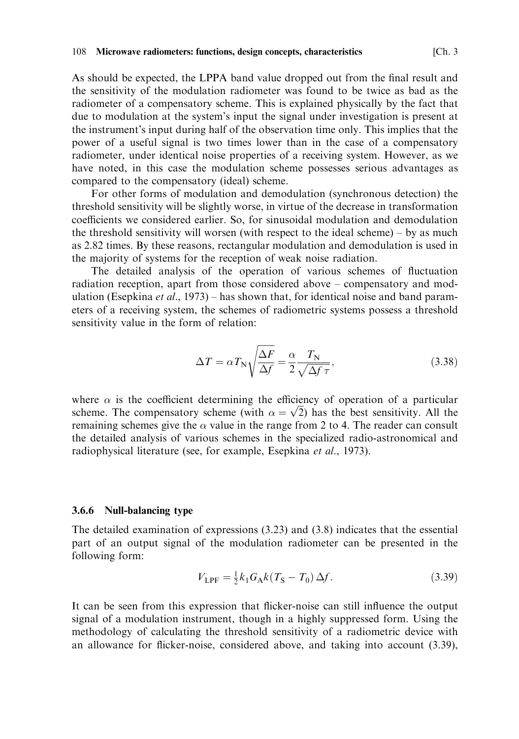As should be expected, the LPPA band value dropped out from the final result and the sensitivity of the modulation radiometer was found to be twice as bad as the radiometer of a compensatory scheme. This is explained physically by the fact that due to modulation at the system's input the signal under investigation is present at the instrument's input during half of the observation time only. This implies that the power of a useful signal is two times lower than in the case of a compensatory radiometer, under identical noise properties of a receiving system. However, as we have noted, in this case the modulation scheme possesses serious advantages as compared to the compensatory (ideal) scheme.

For other forms of modulation and demodulation (synchronous detection) the threshold sensitivity will be slightly worse, in virtue of the decrease in transformation coefficients we considered earlier. So, for sinusoidal modulation and demodulation the threshold sensitivity will worsen (with respect to the ideal scheme) – by as much as 2.82 times. By these reasons, rectangular modulation and demodulation is used in the majority of systems for the reception of weak noise radiation.

The detailed analysis of the operation of various schemes of fluctuation radiation reception, apart from those considered above – compensatory and modulation (Esepkina *et al.*, 1973) – has shown that, for identical noise and band parameters of a receiving system, the schemes of radiometric systems possess a threshold sensitivity value in the form of relation:

$$\Delta T = \alpha T_{\mathrm{N}} \sqrt{\frac{\Delta F}{\Delta f}} = \frac{\alpha}{2} \frac{T_{\mathrm{N}}}{\sqrt{\Delta f \, \tau}}, \tag{3.38}$$

where $\alpha$ is the coefficient determining the efficiency of operation of a particular scheme. The compensatory scheme (with $\alpha = \sqrt{2}$) has the best sensitivity. All the remaining schemes give the $\alpha$ value in the range from 2 to 4. The reader can consult the detailed analysis of various schemes in the specialized radio-astronomical and radiophysical literature (see, for example, Esepkina *et al.*, 1973).

### 3.6.6 Null-balancing type

The detailed examination of expressions (3.23) and (3.8) indicates that the essential part of an output signal of the modulation radiometer can be presented in the following form:

$$V_{\mathrm{LPF}} = \tfrac{1}{2} k_1 G_{\mathrm{A}} k (T_{\mathrm{S}} - T_0) \, \Delta f. \tag{3.39}$$

It can be seen from this expression that flicker-noise can still influence the output signal of a modulation instrument, though in a highly suppressed form. Using the methodology of calculating the threshold sensitivity of a radiometric device with an allowance for flicker-noise, considered above, and taking into account (3.39),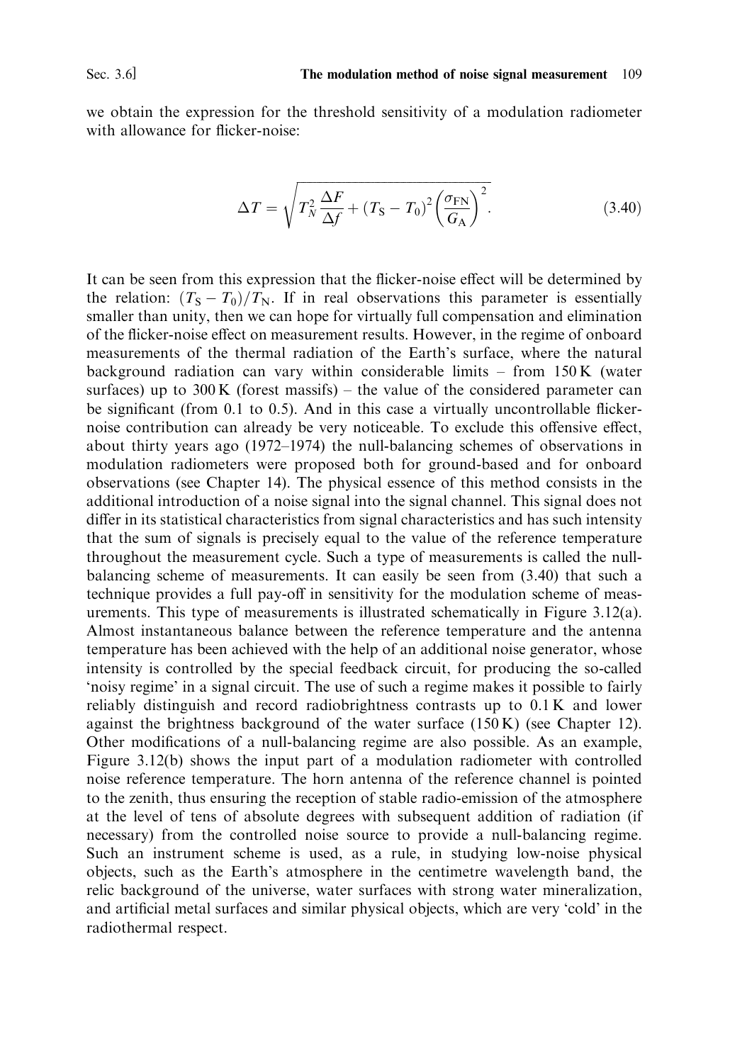we obtain the expression for the threshold sensitivity of a modulation radiometer with allowance for flicker-noise:

$$\Delta T = \sqrt{T_N^2 \frac{\Delta F}{\Delta f} + (T_S - T_0)^2 \left(\frac{\sigma_{FN}}{G_A}\right)^2}. \tag{3.40}$$

It can be seen from this expression that the flicker-noise effect will be determined by the relation: $(T_S - T_0)/T_N$. If in real observations this parameter is essentially smaller than unity, then we can hope for virtually full compensation and elimination of the flicker-noise effect on measurement results. However, in the regime of onboard measurements of the thermal radiation of the Earth's surface, where the natural background radiation can vary within considerable limits – from 150 K (water surfaces) up to 300 K (forest massifs) – the value of the considered parameter can be significant (from 0.1 to 0.5). And in this case a virtually uncontrollable flicker-noise contribution can already be very noticeable. To exclude this offensive effect, about thirty years ago (1972–1974) the null-balancing schemes of observations in modulation radiometers were proposed both for ground-based and for onboard observations (see Chapter 14). The physical essence of this method consists in the additional introduction of a noise signal into the signal channel. This signal does not differ in its statistical characteristics from signal characteristics and has such intensity that the sum of signals is precisely equal to the value of the reference temperature throughout the measurement cycle. Such a type of measurements is called the null-balancing scheme of measurements. It can easily be seen from (3.40) that such a technique provides a full pay-off in sensitivity for the modulation scheme of measurements. This type of measurements is illustrated schematically in Figure 3.12(a). Almost instantaneous balance between the reference temperature and the antenna temperature has been achieved with the help of an additional noise generator, whose intensity is controlled by the special feedback circuit, for producing the so-called 'noisy regime' in a signal circuit. The use of such a regime makes it possible to fairly reliably distinguish and record radiobrightness contrasts up to 0.1 K and lower against the brightness background of the water surface (150 K) (see Chapter 12). Other modifications of a null-balancing regime are also possible. As an example, Figure 3.12(b) shows the input part of a modulation radiometer with controlled noise reference temperature. The horn antenna of the reference channel is pointed to the zenith, thus ensuring the reception of stable radio-emission of the atmosphere at the level of tens of absolute degrees with subsequent addition of radiation (if necessary) from the controlled noise source to provide a null-balancing regime. Such an instrument scheme is used, as a rule, in studying low-noise physical objects, such as the Earth's atmosphere in the centimetre wavelength band, the relic background of the universe, water surfaces with strong water mineralization, and artificial metal surfaces and similar physical objects, which are very 'cold' in the radiothermal respect.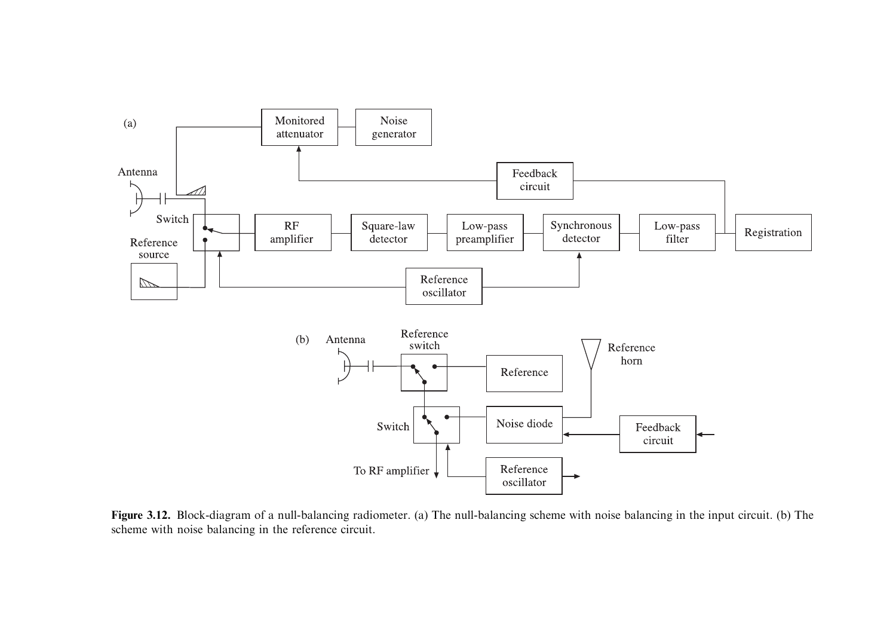**Figure 3.12.** Block-diagram of a null-balancing radiometer. (a) The null-balancing scheme with noise balancing in the input circuit. (b) The scheme with noise balancing in the reference circuit.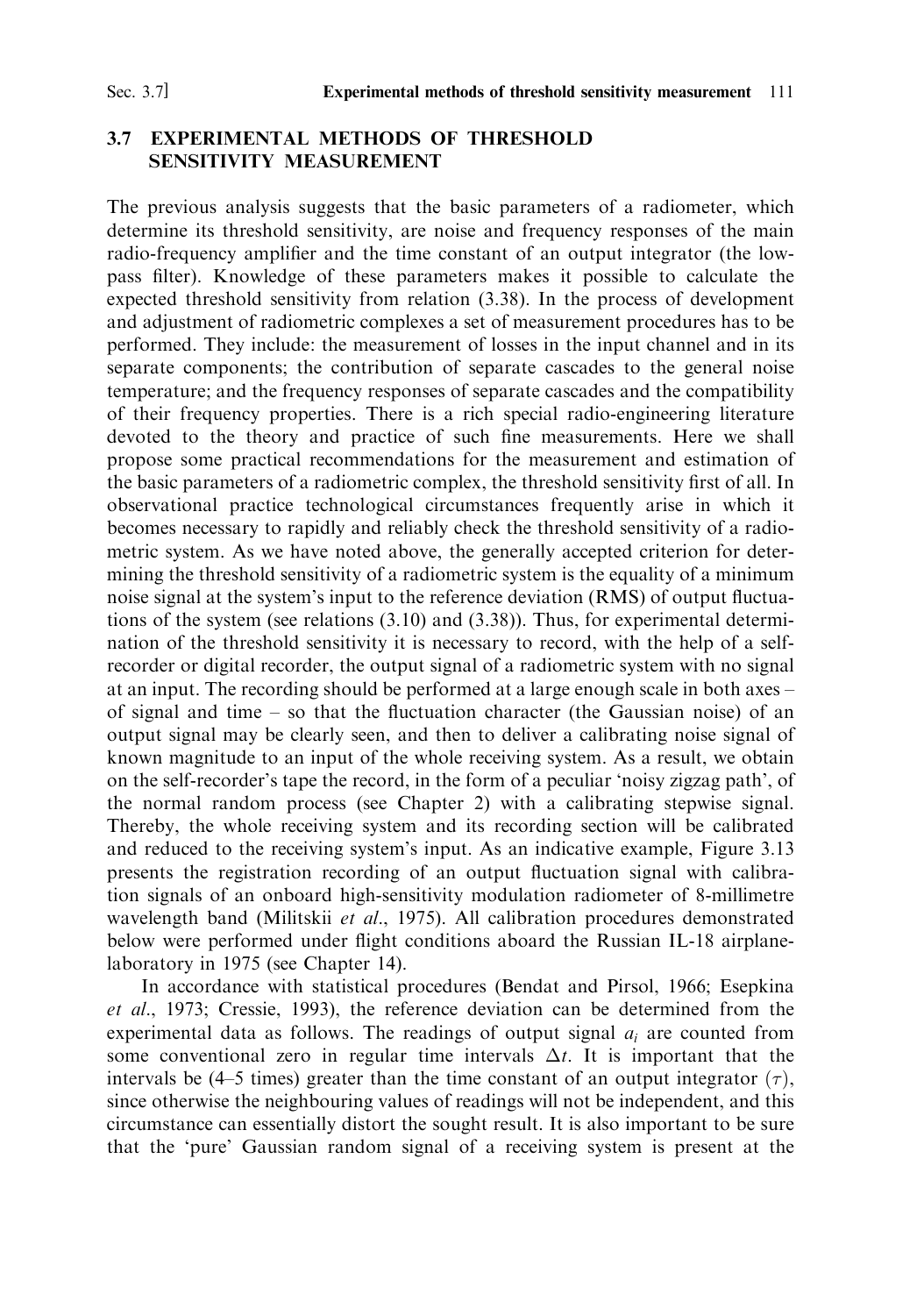## 3.7 EXPERIMENTAL METHODS OF THRESHOLD SENSITIVITY MEASUREMENT

The previous analysis suggests that the basic parameters of a radiometer, which determine its threshold sensitivity, are noise and frequency responses of the main radio-frequency amplifier and the time constant of an output integrator (the low-pass filter). Knowledge of these parameters makes it possible to calculate the expected threshold sensitivity from relation (3.38). In the process of development and adjustment of radiometric complexes a set of measurement procedures has to be performed. They include: the measurement of losses in the input channel and in its separate components; the contribution of separate cascades to the general noise temperature; and the frequency responses of separate cascades and the compatibility of their frequency properties. There is a rich special radio-engineering literature devoted to the theory and practice of such fine measurements. Here we shall propose some practical recommendations for the measurement and estimation of the basic parameters of a radiometric complex, the threshold sensitivity first of all. In observational practice technological circumstances frequently arise in which it becomes necessary to rapidly and reliably check the threshold sensitivity of a radiometric system. As we have noted above, the generally accepted criterion for determining the threshold sensitivity of a radiometric system is the equality of a minimum noise signal at the system's input to the reference deviation (RMS) of output fluctuations of the system (see relations (3.10) and (3.38)). Thus, for experimental determination of the threshold sensitivity it is necessary to record, with the help of a self-recorder or digital recorder, the output signal of a radiometric system with no signal at an input. The recording should be performed at a large enough scale in both axes – of signal and time – so that the fluctuation character (the Gaussian noise) of an output signal may be clearly seen, and then to deliver a calibrating noise signal of known magnitude to an input of the whole receiving system. As a result, we obtain on the self-recorder's tape the record, in the form of a peculiar 'noisy zigzag path', of the normal random process (see Chapter 2) with a calibrating stepwise signal. Thereby, the whole receiving system and its recording section will be calibrated and reduced to the receiving system's input. As an indicative example, Figure 3.13 presents the registration recording of an output fluctuation signal with calibration signals of an onboard high-sensitivity modulation radiometer of 8-millimetre wavelength band (Militskii *et al.*, 1975). All calibration procedures demonstrated below were performed under flight conditions aboard the Russian IL-18 airplane-laboratory in 1975 (see Chapter 14).

In accordance with statistical procedures (Bendat and Pirsol, 1966; Esepkina *et al.*, 1973; Cressie, 1993), the reference deviation can be determined from the experimental data as follows. The readings of output signal $a_i$ are counted from some conventional zero in regular time intervals $\Delta t$. It is important that the intervals be (4–5 times) greater than the time constant of an output integrator ($\tau$), since otherwise the neighbouring values of readings will not be independent, and this circumstance can essentially distort the sought result. It is also important to be sure that the 'pure' Gaussian random signal of a receiving system is present at the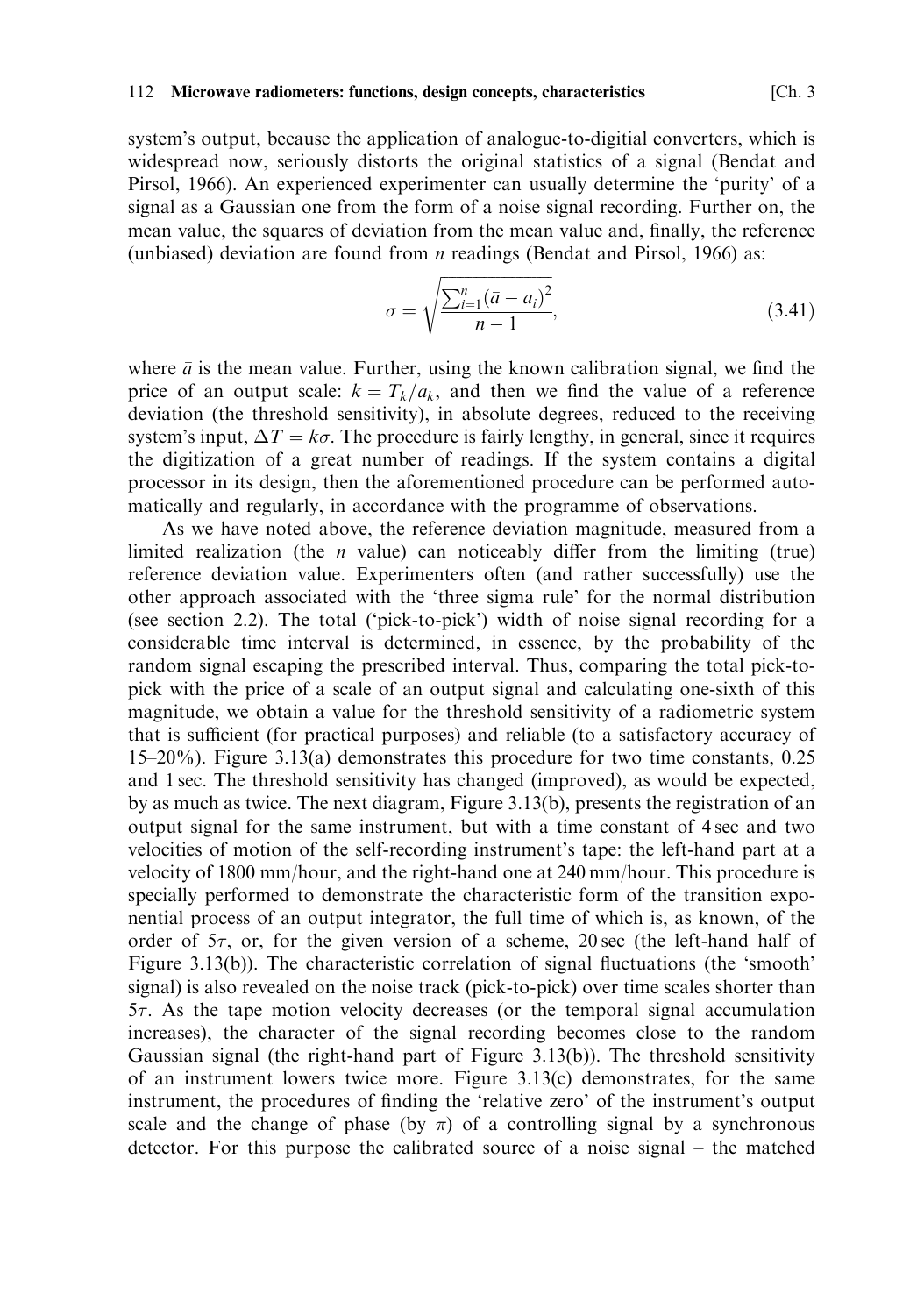system's output, because the application of analogue-to-digitial converters, which is widespread now, seriously distorts the original statistics of a signal (Bendat and Pirsol, 1966). An experienced experimenter can usually determine the 'purity' of a signal as a Gaussian one from the form of a noise signal recording. Further on, the mean value, the squares of deviation from the mean value and, finally, the reference (unbiased) deviation are found from $n$ readings (Bendat and Pirsol, 1966) as:

$$\sigma = \sqrt{\frac{\sum_{i=1}^{n} (\bar{a} - a_i)^2}{n-1}}, \tag{3.41}$$

where $\bar{a}$ is the mean value. Further, using the known calibration signal, we find the price of an output scale: $k = T_k/a_k$, and then we find the value of a reference deviation (the threshold sensitivity), in absolute degrees, reduced to the receiving system's input, $\Delta T = k\sigma$. The procedure is fairly lengthy, in general, since it requires the digitization of a great number of readings. If the system contains a digital processor in its design, then the aforementioned procedure can be performed automatically and regularly, in accordance with the programme of observations.

As we have noted above, the reference deviation magnitude, measured from a limited realization (the $n$ value) can noticeably differ from the limiting (true) reference deviation value. Experimenters often (and rather successfully) use the other approach associated with the 'three sigma rule' for the normal distribution (see section 2.2). The total ('pick-to-pick') width of noise signal recording for a considerable time interval is determined, in essence, by the probability of the random signal escaping the prescribed interval. Thus, comparing the total pick-to-pick with the price of a scale of an output signal and calculating one-sixth of this magnitude, we obtain a value for the threshold sensitivity of a radiometric system that is sufficient (for practical purposes) and reliable (to a satisfactory accuracy of 15–20%). Figure 3.13(a) demonstrates this procedure for two time constants, 0.25 and 1 sec. The threshold sensitivity has changed (improved), as would be expected, by as much as twice. The next diagram, Figure 3.13(b), presents the registration of an output signal for the same instrument, but with a time constant of 4 sec and two velocities of motion of the self-recording instrument's tape: the left-hand part at a velocity of 1800 mm/hour, and the right-hand one at 240 mm/hour. This procedure is specially performed to demonstrate the characteristic form of the transition exponential process of an output integrator, the full time of which is, as known, of the order of $5\tau$, or, for the given version of a scheme, 20 sec (the left-hand half of Figure 3.13(b)). The characteristic correlation of signal fluctuations (the 'smooth' signal) is also revealed on the noise track (pick-to-pick) over time scales shorter than $5\tau$. As the tape motion velocity decreases (or the temporal signal accumulation increases), the character of the signal recording becomes close to the random Gaussian signal (the right-hand part of Figure 3.13(b)). The threshold sensitivity of an instrument lowers twice more. Figure 3.13(c) demonstrates, for the same instrument, the procedures of finding the 'relative zero' of the instrument's output scale and the change of phase (by $\pi$) of a controlling signal by a synchronous detector. For this purpose the calibrated source of a noise signal – the matched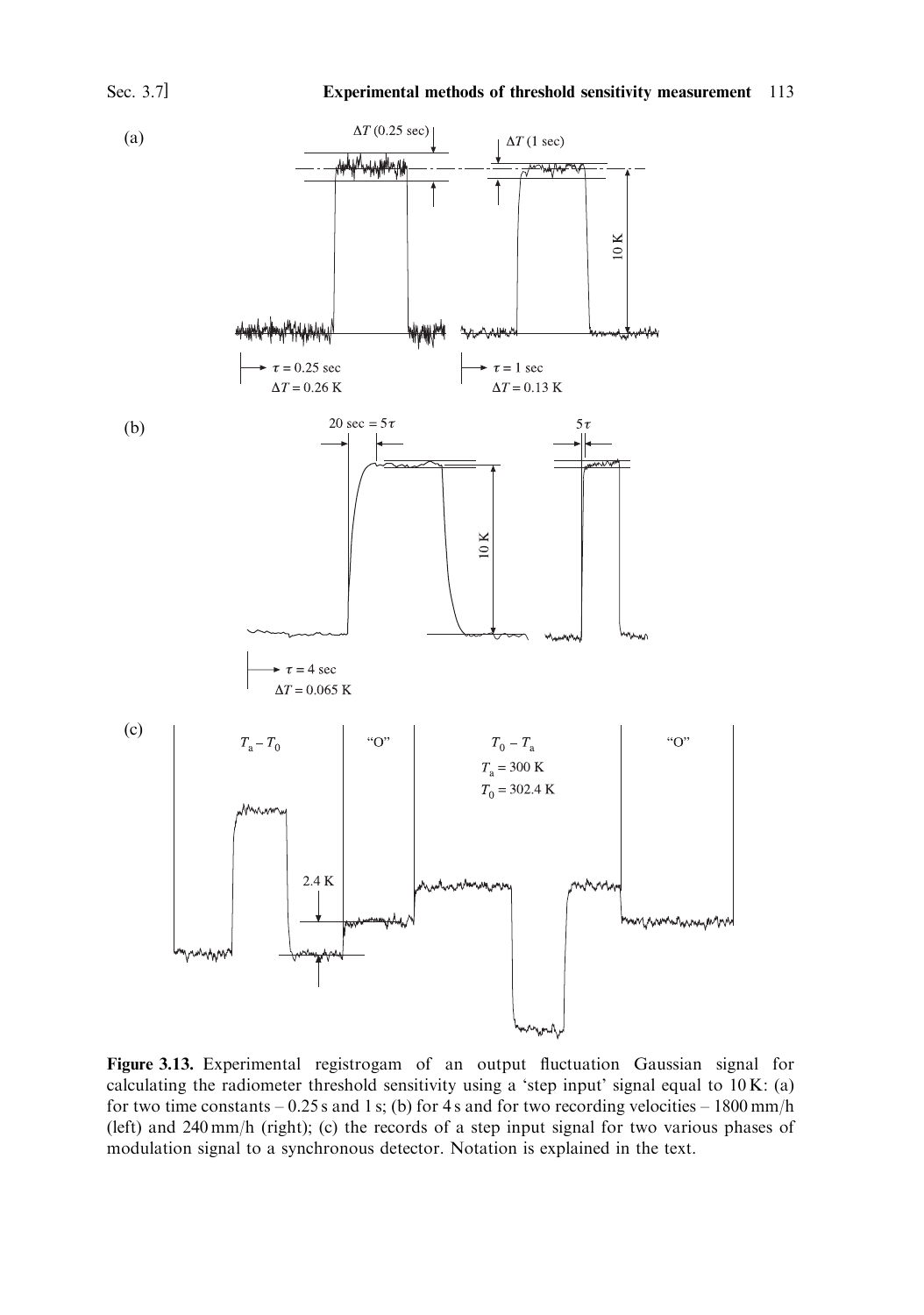Figure 3.13. Experimental registrogam of an output fluctuation Gaussian signal for calculating the radiometer threshold sensitivity using a 'step input' signal equal to 10 K: (a) for two time constants – 0.25 s and 1 s; (b) for 4 s and for two recording velocities – 1800 mm/h (left) and 240 mm/h (right); (c) the records of a step input signal for two various phases of modulation signal to a synchronous detector. Notation is explained in the text.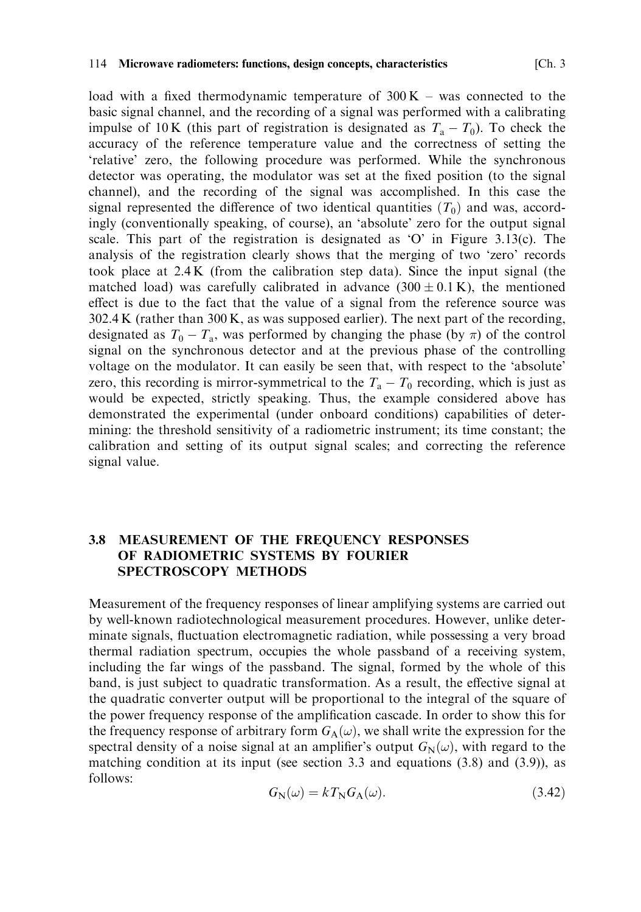load with a fixed thermodynamic temperature of 300 K – was connected to the basic signal channel, and the recording of a signal was performed with a calibrating impulse of 10 K (this part of registration is designated as $T_a - T_0$). To check the accuracy of the reference temperature value and the correctness of setting the 'relative' zero, the following procedure was performed. While the synchronous detector was operating, the modulator was set at the fixed position (to the signal channel), and the recording of the signal was accomplished. In this case the signal represented the difference of two identical quantities ($T_0$) and was, accordingly (conventionally speaking, of course), an 'absolute' zero for the output signal scale. This part of the registration is designated as 'O' in Figure 3.13(c). The analysis of the registration clearly shows that the merging of two 'zero' records took place at 2.4 K (from the calibration step data). Since the input signal (the matched load) was carefully calibrated in advance ($300 \pm 0.1$ K), the mentioned effect is due to the fact that the value of a signal from the reference source was 302.4 K (rather than 300 K, as was supposed earlier). The next part of the recording, designated as $T_0 - T_a$, was performed by changing the phase (by $\pi$) of the control signal on the synchronous detector and at the previous phase of the controlling voltage on the modulator. It can easily be seen that, with respect to the 'absolute' zero, this recording is mirror-symmetrical to the $T_a - T_0$ recording, which is just as would be expected, strictly speaking. Thus, the example considered above has demonstrated the experimental (under onboard conditions) capabilities of determining: the threshold sensitivity of a radiometric instrument; its time constant; the calibration and setting of its output signal scales; and correcting the reference signal value.

## 3.8 MEASUREMENT OF THE FREQUENCY RESPONSES OF RADIOMETRIC SYSTEMS BY FOURIER SPECTROSCOPY METHODS

Measurement of the frequency responses of linear amplifying systems are carried out by well-known radiotechnological measurement procedures. However, unlike determinate signals, fluctuation electromagnetic radiation, while possessing a very broad thermal radiation spectrum, occupies the whole passband of a receiving system, including the far wings of the passband. The signal, formed by the whole of this band, is just subject to quadratic transformation. As a result, the effective signal at the quadratic converter output will be proportional to the integral of the square of the power frequency response of the amplification cascade. In order to show this for the frequency response of arbitrary form $G_A(\omega)$, we shall write the expression for the spectral density of a noise signal at an amplifier's output $G_N(\omega)$, with regard to the matching condition at its input (see section 3.3 and equations (3.8) and (3.9)), as follows:

$$G_N(\omega) = kT_N G_A(\omega). \tag{3.42}$$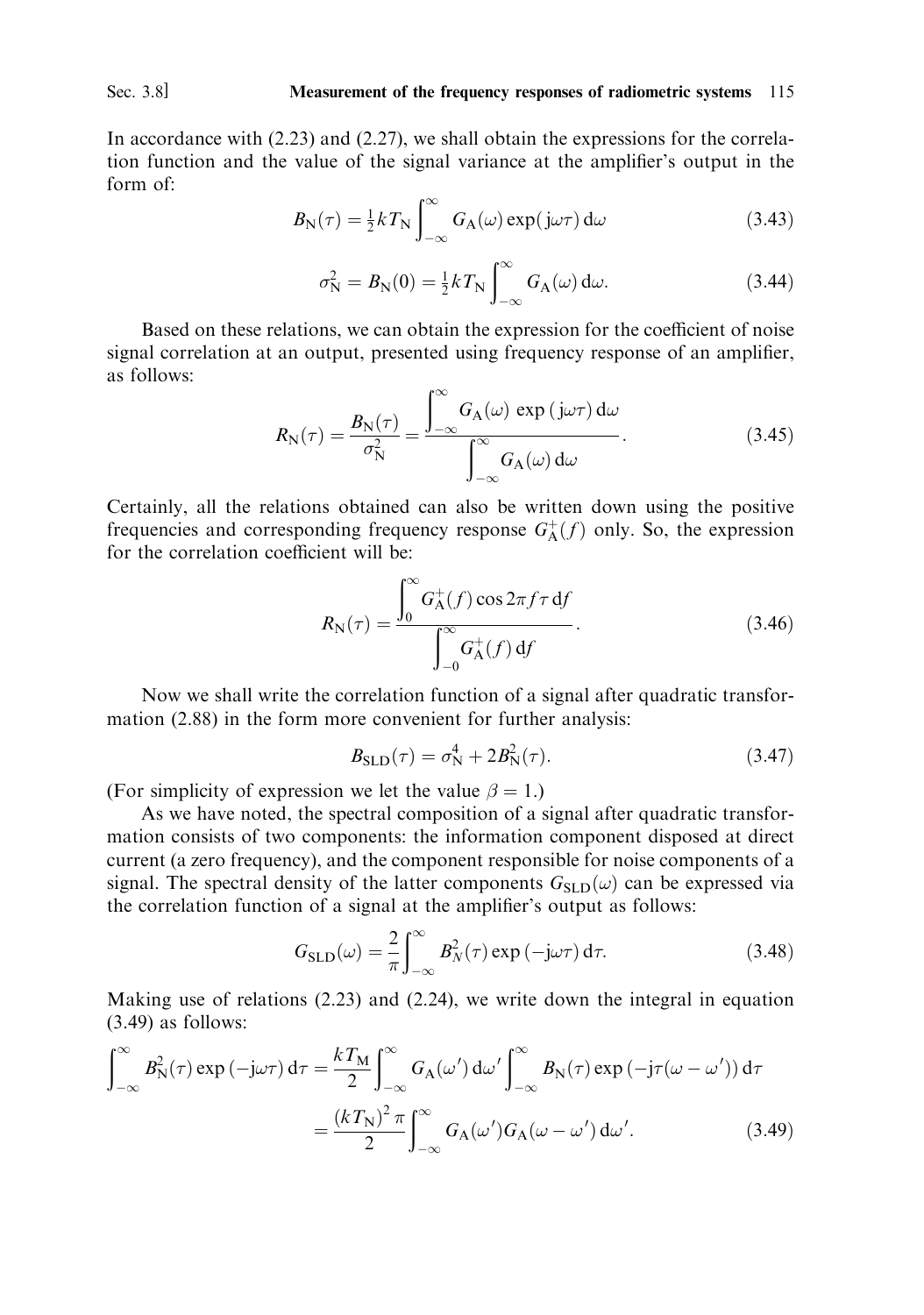In accordance with (2.23) and (2.27), we shall obtain the expressions for the correlation function and the value of the signal variance at the amplifier's output in the form of:

$$B_{\mathrm{N}}(\tau) = \tfrac{1}{2} k T_{\mathrm{N}} \int_{-\infty}^{\infty} G_{\mathrm{A}}(\omega) \exp(\mathrm{j}\omega\tau)\, \mathrm{d}\omega \tag{3.43}$$

$$\sigma_{\mathrm{N}}^2 = B_{\mathrm{N}}(0) = \tfrac{1}{2} k T_{\mathrm{N}} \int_{-\infty}^{\infty} G_{\mathrm{A}}(\omega)\, \mathrm{d}\omega. \tag{3.44}$$

Based on these relations, we can obtain the expression for the coefficient of noise signal correlation at an output, presented using frequency response of an amplifier, as follows:

$$R_{\mathrm{N}}(\tau) = \frac{B_{\mathrm{N}}(\tau)}{\sigma_{\mathrm{N}}^2} = \frac{\displaystyle\int_{-\infty}^{\infty} G_{\mathrm{A}}(\omega) \exp(\mathrm{j}\omega\tau)\, \mathrm{d}\omega}{\displaystyle\int_{-\infty}^{\infty} G_{\mathrm{A}}(\omega)\, \mathrm{d}\omega}. \tag{3.45}$$

Certainly, all the relations obtained can also be written down using the positive frequencies and corresponding frequency response $G_{\mathrm{A}}^{+}(f)$ only. So, the expression for the correlation coefficient will be:

$$R_{\mathrm{N}}(\tau) = \frac{\displaystyle\int_{0}^{\infty} G_{\mathrm{A}}^{+}(f) \cos 2\pi f \tau\, \mathrm{d}f}{\displaystyle\int_{-0}^{\infty} G_{\mathrm{A}}^{+}(f)\, \mathrm{d}f}. \tag{3.46}$$

Now we shall write the correlation function of a signal after quadratic transformation (2.88) in the form more convenient for further analysis:

$$B_{\mathrm{SLD}}(\tau) = \sigma_{\mathrm{N}}^4 + 2B_{\mathrm{N}}^2(\tau). \tag{3.47}$$

(For simplicity of expression we let the value $\beta = 1$.)

As we have noted, the spectral composition of a signal after quadratic transformation consists of two components: the information component disposed at direct current (a zero frequency), and the component responsible for noise components of a signal. The spectral density of the latter components $G_{\mathrm{SLD}}(\omega)$ can be expressed via the correlation function of a signal at the amplifier's output as follows:

$$G_{\mathrm{SLD}}(\omega) = \frac{2}{\pi} \int_{-\infty}^{\infty} B_{N}^2(\tau) \exp(-\mathrm{j}\omega\tau)\, \mathrm{d}\tau. \tag{3.48}$$

Making use of relations (2.23) and (2.24), we write down the integral in equation (3.49) as follows:

$$\begin{aligned}
\int_{-\infty}^{\infty} B_{\mathrm{N}}^2(\tau) \exp(-\mathrm{j}\omega\tau)\, \mathrm{d}\tau &= \frac{k T_{\mathrm{M}}}{2} \int_{-\infty}^{\infty} G_{\mathrm{A}}(\omega')\, \mathrm{d}\omega' \int_{-\infty}^{\infty} B_{\mathrm{N}}(\tau) \exp(-\mathrm{j}\tau(\omega - \omega'))\, \mathrm{d}\tau \\
&= \frac{(k T_{\mathrm{N}})^2 \pi}{2} \int_{-\infty}^{\infty} G_{\mathrm{A}}(\omega') G_{\mathrm{A}}(\omega - \omega')\, \mathrm{d}\omega'.
\end{aligned} \tag{3.49}$$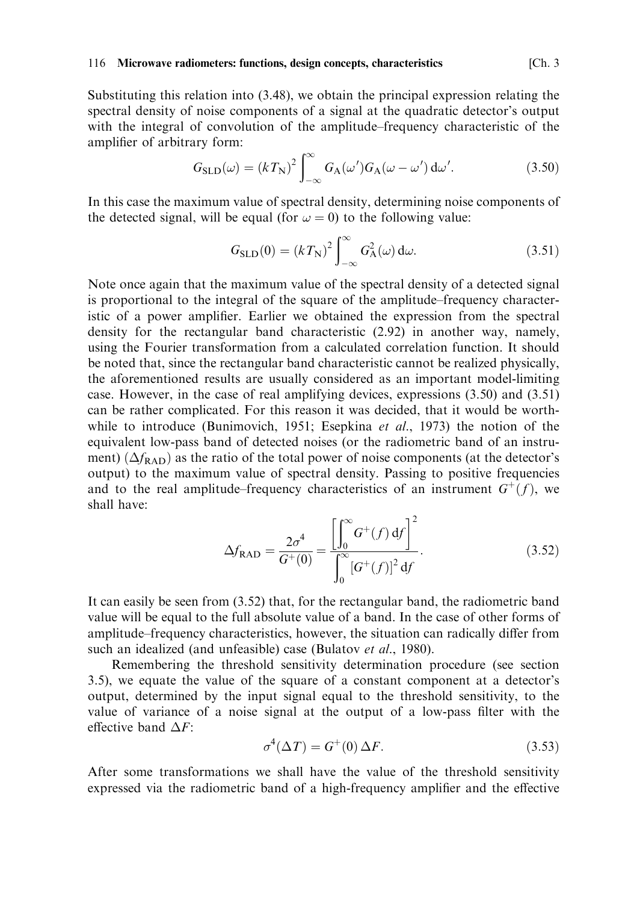Substituting this relation into (3.48), we obtain the principal expression relating the spectral density of noise components of a signal at the quadratic detector's output with the integral of convolution of the amplitude–frequency characteristic of the amplifier of arbitrary form:

$$G_{\mathrm{SLD}}(\omega) = (kT_{\mathrm{N}})^2 \int_{-\infty}^{\infty} G_{\mathrm{A}}(\omega')G_{\mathrm{A}}(\omega - \omega')\,\mathrm{d}\omega'. \tag{3.50}$$

In this case the maximum value of spectral density, determining noise components of the detected signal, will be equal (for $\omega = 0$) to the following value:

$$G_{\mathrm{SLD}}(0) = (kT_{\mathrm{N}})^2 \int_{-\infty}^{\infty} G_{\mathrm{A}}^2(\omega)\,\mathrm{d}\omega. \tag{3.51}$$

Note once again that the maximum value of the spectral density of a detected signal is proportional to the integral of the square of the amplitude–frequency characteristic of a power amplifier. Earlier we obtained the expression from the spectral density for the rectangular band characteristic (2.92) in another way, namely, using the Fourier transformation from a calculated correlation function. It should be noted that, since the rectangular band characteristic cannot be realized physically, the aforementioned results are usually considered as an important model-limiting case. However, in the case of real amplifying devices, expressions (3.50) and (3.51) can be rather complicated. For this reason it was decided, that it would be worthwhile to introduce (Bunimovich, 1951; Esepkina *et al.*, 1973) the notion of the equivalent low-pass band of detected noises (or the radiometric band of an instrument) ($\Delta f_{\mathrm{RAD}}$) as the ratio of the total power of noise components (at the detector's output) to the maximum value of spectral density. Passing to positive frequencies and to the real amplitude–frequency characteristics of an instrument $G^{+}(f)$, we shall have:

$$\Delta f_{\mathrm{RAD}} = \frac{2\sigma^4}{G^{+}(0)} = \frac{\left[\displaystyle\int_0^{\infty} G^{+}(f)\,\mathrm{d}f\right]^2}{\displaystyle\int_0^{\infty} [G^{+}(f)]^2\,\mathrm{d}f}. \tag{3.52}$$

It can easily be seen from (3.52) that, for the rectangular band, the radiometric band value will be equal to the full absolute value of a band. In the case of other forms of amplitude–frequency characteristics, however, the situation can radically differ from such an idealized (and unfeasible) case (Bulatov *et al.*, 1980).

Remembering the threshold sensitivity determination procedure (see section 3.5), we equate the value of the square of a constant component at a detector's output, determined by the input signal equal to the threshold sensitivity, to the value of variance of a noise signal at the output of a low-pass filter with the effective band $\Delta F$:

$$\sigma^4(\Delta T) = G^{+}(0)\,\Delta F. \tag{3.53}$$

After some transformations we shall have the value of the threshold sensitivity expressed via the radiometric band of a high-frequency amplifier and the effective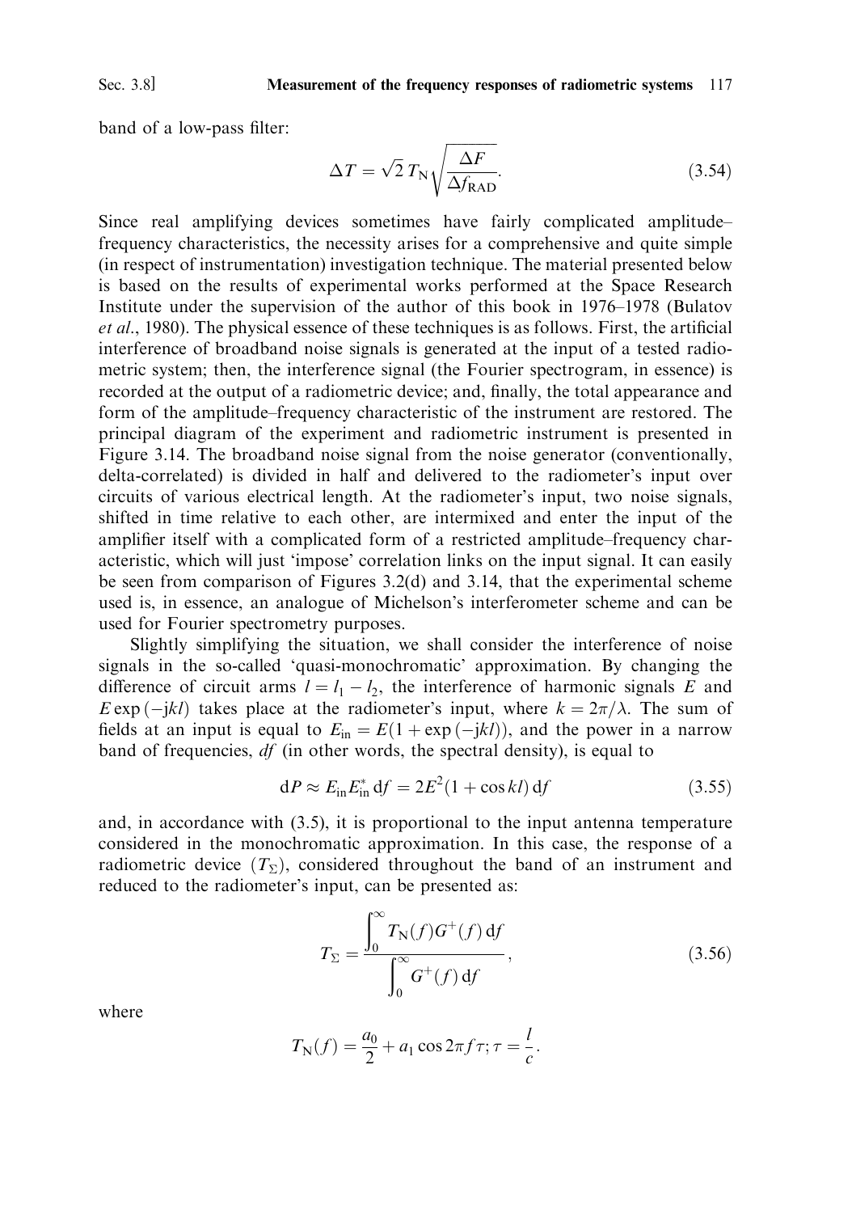band of a low-pass filter:

$$\Delta T = \sqrt{2}\, T_{\mathrm{N}} \sqrt{\frac{\Delta F}{\Delta f_{\mathrm{RAD}}}}. \tag{3.54}$$

Since real amplifying devices sometimes have fairly complicated amplitude–frequency characteristics, the necessity arises for a comprehensive and quite simple (in respect of instrumentation) investigation technique. The material presented below is based on the results of experimental works performed at the Space Research Institute under the supervision of the author of this book in 1976–1978 (Bulatov *et al.*, 1980). The physical essence of these techniques is as follows. First, the artificial interference of broadband noise signals is generated at the input of a tested radiometric system; then, the interference signal (the Fourier spectrogram, in essence) is recorded at the output of a radiometric device; and, finally, the total appearance and form of the amplitude–frequency characteristic of the instrument are restored. The principal diagram of the experiment and radiometric instrument is presented in Figure 3.14. The broadband noise signal from the noise generator (conventionally, delta-correlated) is divided in half and delivered to the radiometer's input over circuits of various electrical length. At the radiometer's input, two noise signals, shifted in time relative to each other, are intermixed and enter the input of the amplifier itself with a complicated form of a restricted amplitude–frequency characteristic, which will just 'impose' correlation links on the input signal. It can easily be seen from comparison of Figures 3.2(d) and 3.14, that the experimental scheme used is, in essence, an analogue of Michelson's interferometer scheme and can be used for Fourier spectrometry purposes.

Slightly simplifying the situation, we shall consider the interference of noise signals in the so-called 'quasi-monochromatic' approximation. By changing the difference of circuit arms $l = l_1 - l_2$, the interference of harmonic signals $E$ and $E \exp(-\mathrm{j}kl)$ takes place at the radiometer's input, where $k = 2\pi/\lambda$. The sum of fields at an input is equal to $E_{\mathrm{in}} = E(1 + \exp(-\mathrm{j}kl))$, and the power in a narrow band of frequencies, $df$ (in other words, the spectral density), is equal to

$$\mathrm{d}P \approx E_{\mathrm{in}} E_{\mathrm{in}}^{*}\, \mathrm{d}f = 2E^2(1 + \cos kl)\, \mathrm{d}f \tag{3.55}$$

and, in accordance with (3.5), it is proportional to the input antenna temperature considered in the monochromatic approximation. In this case, the response of a radiometric device ($T_{\Sigma}$), considered throughout the band of an instrument and reduced to the radiometer's input, can be presented as:

$$T_{\Sigma} = \frac{\displaystyle\int_0^{\infty} T_{\mathrm{N}}(f) G^{+}(f)\, \mathrm{d}f}{\displaystyle\int_0^{\infty} G^{+}(f)\, \mathrm{d}f}, \tag{3.56}$$

where

$$T_{\mathrm{N}}(f) = \frac{a_0}{2} + a_1 \cos 2\pi f \tau; \tau = \frac{l}{c}.$$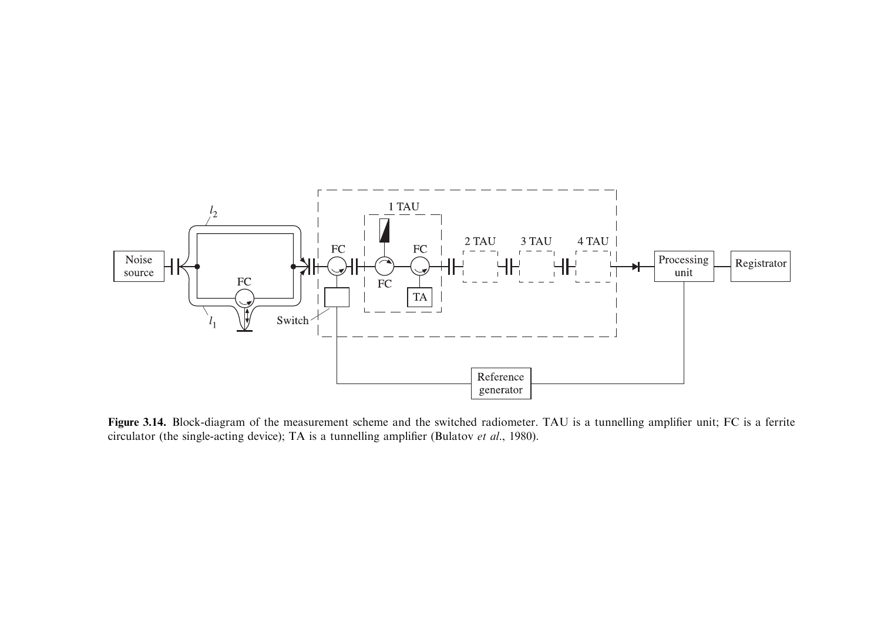**Figure 3.14.** Block-diagram of the measurement scheme and the switched radiometer. TAU is a tunnelling amplifier unit; FC is a ferrite circulator (the single-acting device); TA is a tunnelling amplifier (Bulatov *et al.*, 1980).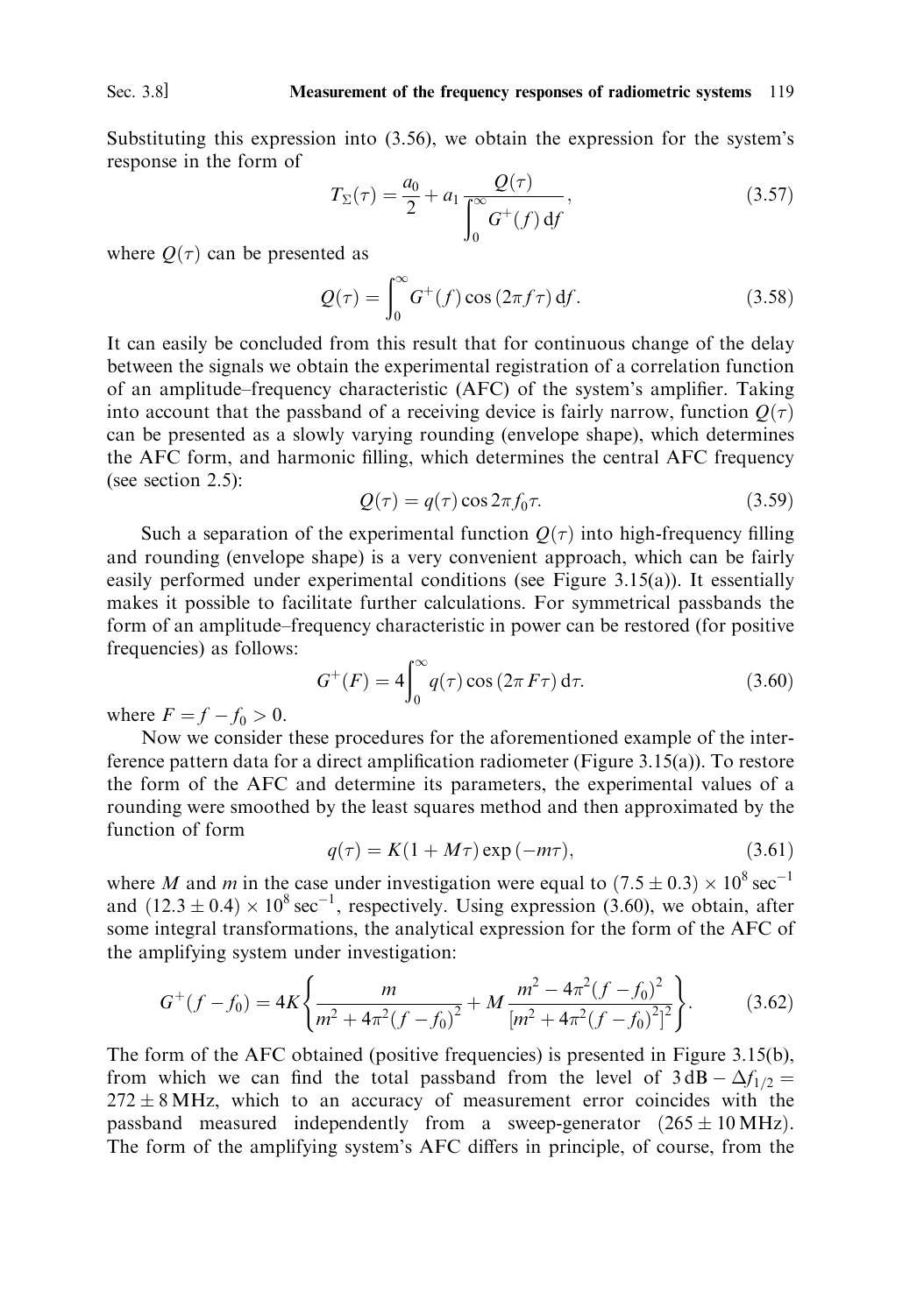Substituting this expression into (3.56), we obtain the expression for the system's response in the form of

$$T_{\Sigma}(\tau) = \frac{a_0}{2} + a_1 \frac{Q(\tau)}{\int_0^{\infty} G^+(f)\,\mathrm{d}f}, \tag{3.57}$$

where $Q(\tau)$ can be presented as

$$Q(\tau) = \int_0^{\infty} G^+(f)\cos(2\pi f\tau)\,\mathrm{d}f. \tag{3.58}$$

It can easily be concluded from this result that for continuous change of the delay between the signals we obtain the experimental registration of a correlation function of an amplitude–frequency characteristic (AFC) of the system's amplifier. Taking into account that the passband of a receiving device is fairly narrow, function $Q(\tau)$ can be presented as a slowly varying rounding (envelope shape), which determines the AFC form, and harmonic filling, which determines the central AFC frequency (see section 2.5):

$$Q(\tau) = q(\tau)\cos 2\pi f_0 \tau. \tag{3.59}$$

Such a separation of the experimental function $Q(\tau)$ into high-frequency filling and rounding (envelope shape) is a very convenient approach, which can be fairly easily performed under experimental conditions (see Figure 3.15(a)). It essentially makes it possible to facilitate further calculations. For symmetrical passbands the form of an amplitude–frequency characteristic in power can be restored (for positive frequencies) as follows:

$$G^+(F) = 4\int_0^{\infty} q(\tau)\cos(2\pi F\tau)\,\mathrm{d}\tau. \tag{3.60}$$

where $F = f - f_0 > 0$.

Now we consider these procedures for the aforementioned example of the interference pattern data for a direct amplification radiometer (Figure 3.15(a)). To restore the form of the AFC and determine its parameters, the experimental values of a rounding were smoothed by the least squares method and then approximated by the function of form

$$q(\tau) = K(1 + M\tau)\exp(-m\tau), \tag{3.61}$$

where $M$ and $m$ in the case under investigation were equal to $(7.5 \pm 0.3) \times 10^8\ \mathrm{sec}^{-1}$ and $(12.3 \pm 0.4) \times 10^8\ \mathrm{sec}^{-1}$, respectively. Using expression (3.60), we obtain, after some integral transformations, the analytical expression for the form of the AFC of the amplifying system under investigation:

$$G^+(f - f_0) = 4K\left\{\frac{m}{m^2 + 4\pi^2(f - f_0)^2} + M\frac{m^2 - 4\pi^2(f - f_0)^2}{[m^2 + 4\pi^2(f - f_0)^2]^2}\right\}. \tag{3.62}$$

The form of the AFC obtained (positive frequencies) is presented in Figure 3.15(b), from which we can find the total passband from the level of $3\,\mathrm{dB} - \Delta f_{1/2} = 272 \pm 8\,\mathrm{MHz}$, which to an accuracy of measurement error coincides with the passband measured independently from a sweep-generator $(265 \pm 10\,\mathrm{MHz})$. The form of the amplifying system's AFC differs in principle, of course, from the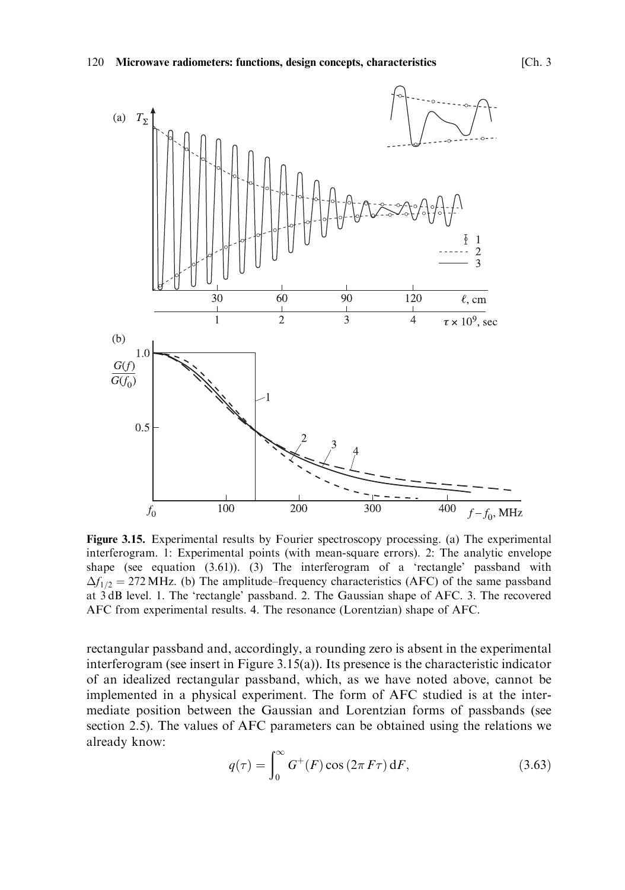**Figure 3.15.** Experimental results by Fourier spectroscopy processing. (a) The experimental interferogram. 1: Experimental points (with mean-square errors). 2: The analytic envelope shape (see equation (3.61)). (3) The interferogram of a 'rectangle' passband with $\Delta f_{1/2} = 272$ MHz. (b) The amplitude–frequency characteristics (AFC) of the same passband at 3 dB level. 1. The 'rectangle' passband. 2. The Gaussian shape of AFC. 3. The recovered AFC from experimental results. 4. The resonance (Lorentzian) shape of AFC.

rectangular passband and, accordingly, a rounding zero is absent in the experimental interferogram (see insert in Figure 3.15(a)). Its presence is the characteristic indicator of an idealized rectangular passband, which, as we have noted above, cannot be implemented in a physical experiment. The form of AFC studied is at the intermediate position between the Gaussian and Lorentzian forms of passbands (see section 2.5). The values of AFC parameters can be obtained using the relations we already know:

$$q(\tau) = \int_0^\infty G^+(F) \cos(2\pi F\tau)\, dF, \tag{3.63}$$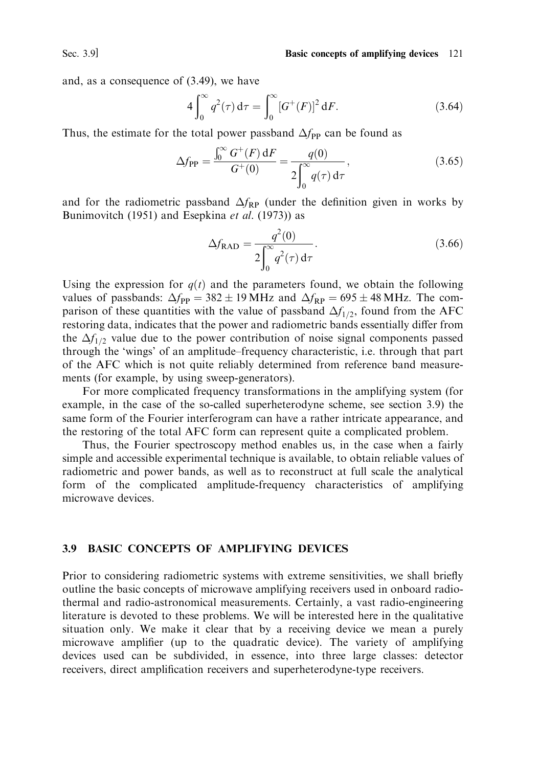and, as a consequence of (3.49), we have

$$4\int_0^\infty q^2(\tau)\,d\tau = \int_0^\infty [G^+(F)]^2\,dF. \tag{3.64}$$

Thus, the estimate for the total power passband $\Delta f_{PP}$ can be found as

$$\Delta f_{PP} = \frac{\int_0^\infty G^+(F)\,dF}{G^+(0)} = \frac{q(0)}{2\int_0^\infty q(\tau)\,d\tau}, \tag{3.65}$$

and for the radiometric passband $\Delta f_{RP}$ (under the definition given in works by Bunimovitch (1951) and Esepkina *et al.* (1973)) as

$$\Delta f_{RAD} = \frac{q^2(0)}{2\int_0^\infty q^2(\tau)\,d\tau}. \tag{3.66}$$

Using the expression for $q(t)$ and the parameters found, we obtain the following values of passbands: $\Delta f_{PP} = 382 \pm 19$ MHz and $\Delta f_{RP} = 695 \pm 48$ MHz. The comparison of these quantities with the value of passband $\Delta f_{1/2}$, found from the AFC restoring data, indicates that the power and radiometric bands essentially differ from the $\Delta f_{1/2}$ value due to the power contribution of noise signal components passed through the 'wings' of an amplitude–frequency characteristic, i.e. through that part of the AFC which is not quite reliably determined from reference band measurements (for example, by using sweep-generators).

For more complicated frequency transformations in the amplifying system (for example, in the case of the so-called superheterodyne scheme, see section 3.9) the same form of the Fourier interferogram can have a rather intricate appearance, and the restoring of the total AFC form can represent quite a complicated problem.

Thus, the Fourier spectroscopy method enables us, in the case when a fairly simple and accessible experimental technique is available, to obtain reliable values of radiometric and power bands, as well as to reconstruct at full scale the analytical form of the complicated amplitude-frequency characteristics of amplifying microwave devices.

## 3.9 BASIC CONCEPTS OF AMPLIFYING DEVICES

Prior to considering radiometric systems with extreme sensitivities, we shall briefly outline the basic concepts of microwave amplifying receivers used in onboard radiothermal and radio-astronomical measurements. Certainly, a vast radio-engineering literature is devoted to these problems. We will be interested here in the qualitative situation only. We make it clear that by a receiving device we mean a purely microwave amplifier (up to the quadratic device). The variety of amplifying devices used can be subdivided, in essence, into three large classes: detector receivers, direct amplification receivers and superheterodyne-type receivers.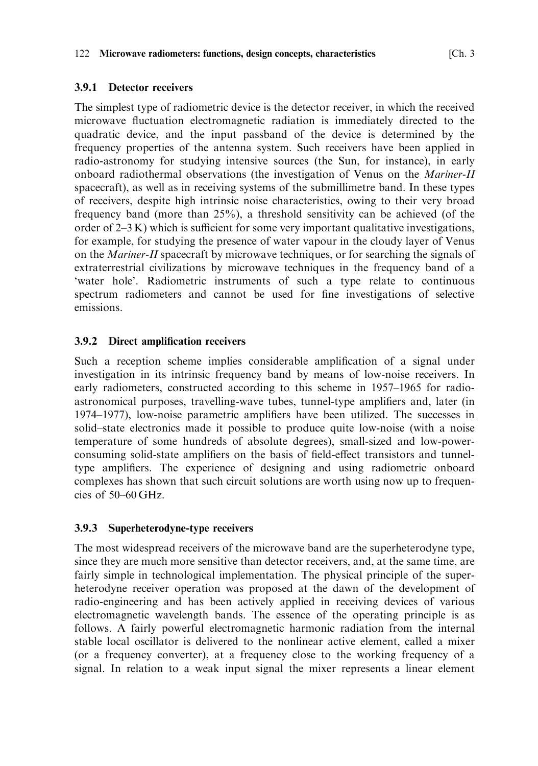### 3.9.1 Detector receivers

The simplest type of radiometric device is the detector receiver, in which the received microwave fluctuation electromagnetic radiation is immediately directed to the quadratic device, and the input passband of the device is determined by the frequency properties of the antenna system. Such receivers have been applied in radio-astronomy for studying intensive sources (the Sun, for instance), in early onboard radiothermal observations (the investigation of Venus on the *Mariner-II* spacecraft), as well as in receiving systems of the submillimetre band. In these types of receivers, despite high intrinsic noise characteristics, owing to their very broad frequency band (more than 25%), a threshold sensitivity can be achieved (of the order of 2–3 K) which is sufficient for some very important qualitative investigations, for example, for studying the presence of water vapour in the cloudy layer of Venus on the *Mariner-II* spacecraft by microwave techniques, or for searching the signals of extraterrestrial civilizations by microwave techniques in the frequency band of a 'water hole'. Radiometric instruments of such a type relate to continuous spectrum radiometers and cannot be used for fine investigations of selective emissions.

### 3.9.2 Direct amplification receivers

Such a reception scheme implies considerable amplification of a signal under investigation in its intrinsic frequency band by means of low-noise receivers. In early radiometers, constructed according to this scheme in 1957–1965 for radio-astronomical purposes, travelling-wave tubes, tunnel-type amplifiers and, later (in 1974–1977), low-noise parametric amplifiers have been utilized. The successes in solid–state electronics made it possible to produce quite low-noise (with a noise temperature of some hundreds of absolute degrees), small-sized and low-power-consuming solid-state amplifiers on the basis of field-effect transistors and tunnel-type amplifiers. The experience of designing and using radiometric onboard complexes has shown that such circuit solutions are worth using now up to frequencies of 50–60 GHz.

### 3.9.3 Superheterodyne-type receivers

The most widespread receivers of the microwave band are the superheterodyne type, since they are much more sensitive than detector receivers, and, at the same time, are fairly simple in technological implementation. The physical principle of the superheterodyne receiver operation was proposed at the dawn of the development of radio-engineering and has been actively applied in receiving devices of various electromagnetic wavelength bands. The essence of the operating principle is as follows. A fairly powerful electromagnetic harmonic radiation from the internal stable local oscillator is delivered to the nonlinear active element, called a mixer (or a frequency converter), at a frequency close to the working frequency of a signal. In relation to a weak input signal the mixer represents a linear element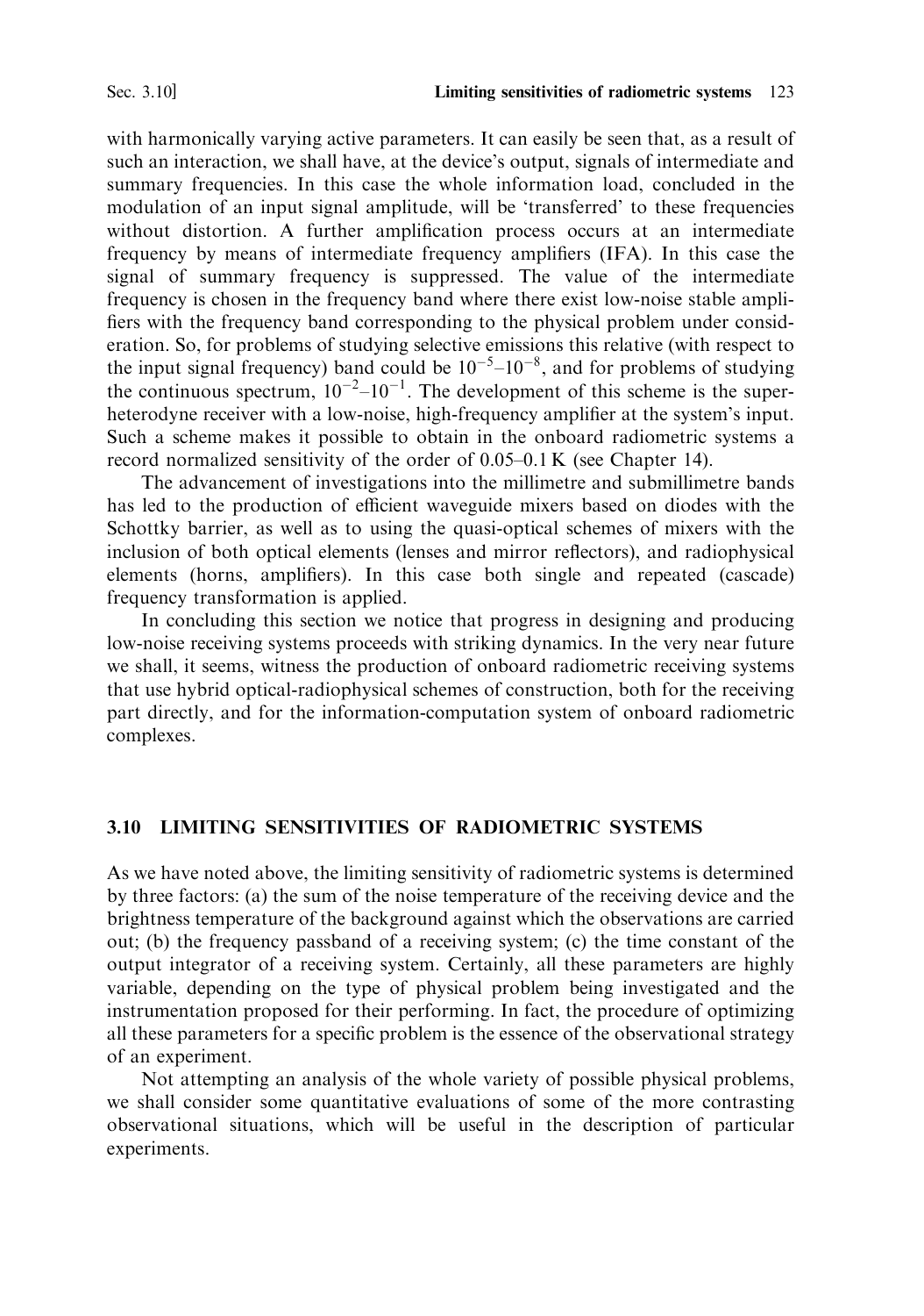with harmonically varying active parameters. It can easily be seen that, as a result of such an interaction, we shall have, at the device's output, signals of intermediate and summary frequencies. In this case the whole information load, concluded in the modulation of an input signal amplitude, will be 'transferred' to these frequencies without distortion. A further amplification process occurs at an intermediate frequency by means of intermediate frequency amplifiers (IFA). In this case the signal of summary frequency is suppressed. The value of the intermediate frequency is chosen in the frequency band where there exist low-noise stable amplifiers with the frequency band corresponding to the physical problem under consideration. So, for problems of studying selective emissions this relative (with respect to the input signal frequency) band could be $10^{-5}$–$10^{-8}$, and for problems of studying the continuous spectrum, $10^{-2}$–$10^{-1}$. The development of this scheme is the superheterodyne receiver with a low-noise, high-frequency amplifier at the system's input. Such a scheme makes it possible to obtain in the onboard radiometric systems a record normalized sensitivity of the order of 0.05–0.1 K (see Chapter 14).

The advancement of investigations into the millimetre and submillimetre bands has led to the production of efficient waveguide mixers based on diodes with the Schottky barrier, as well as to using the quasi-optical schemes of mixers with the inclusion of both optical elements (lenses and mirror reflectors), and radiophysical elements (horns, amplifiers). In this case both single and repeated (cascade) frequency transformation is applied.

In concluding this section we notice that progress in designing and producing low-noise receiving systems proceeds with striking dynamics. In the very near future we shall, it seems, witness the production of onboard radiometric receiving systems that use hybrid optical-radiophysical schemes of construction, both for the receiving part directly, and for the information-computation system of onboard radiometric complexes.

## 3.10 LIMITING SENSITIVITIES OF RADIOMETRIC SYSTEMS

As we have noted above, the limiting sensitivity of radiometric systems is determined by three factors: (a) the sum of the noise temperature of the receiving device and the brightness temperature of the background against which the observations are carried out; (b) the frequency passband of a receiving system; (c) the time constant of the output integrator of a receiving system. Certainly, all these parameters are highly variable, depending on the type of physical problem being investigated and the instrumentation proposed for their performing. In fact, the procedure of optimizing all these parameters for a specific problem is the essence of the observational strategy of an experiment.

Not attempting an analysis of the whole variety of possible physical problems, we shall consider some quantitative evaluations of some of the more contrasting observational situations, which will be useful in the description of particular experiments.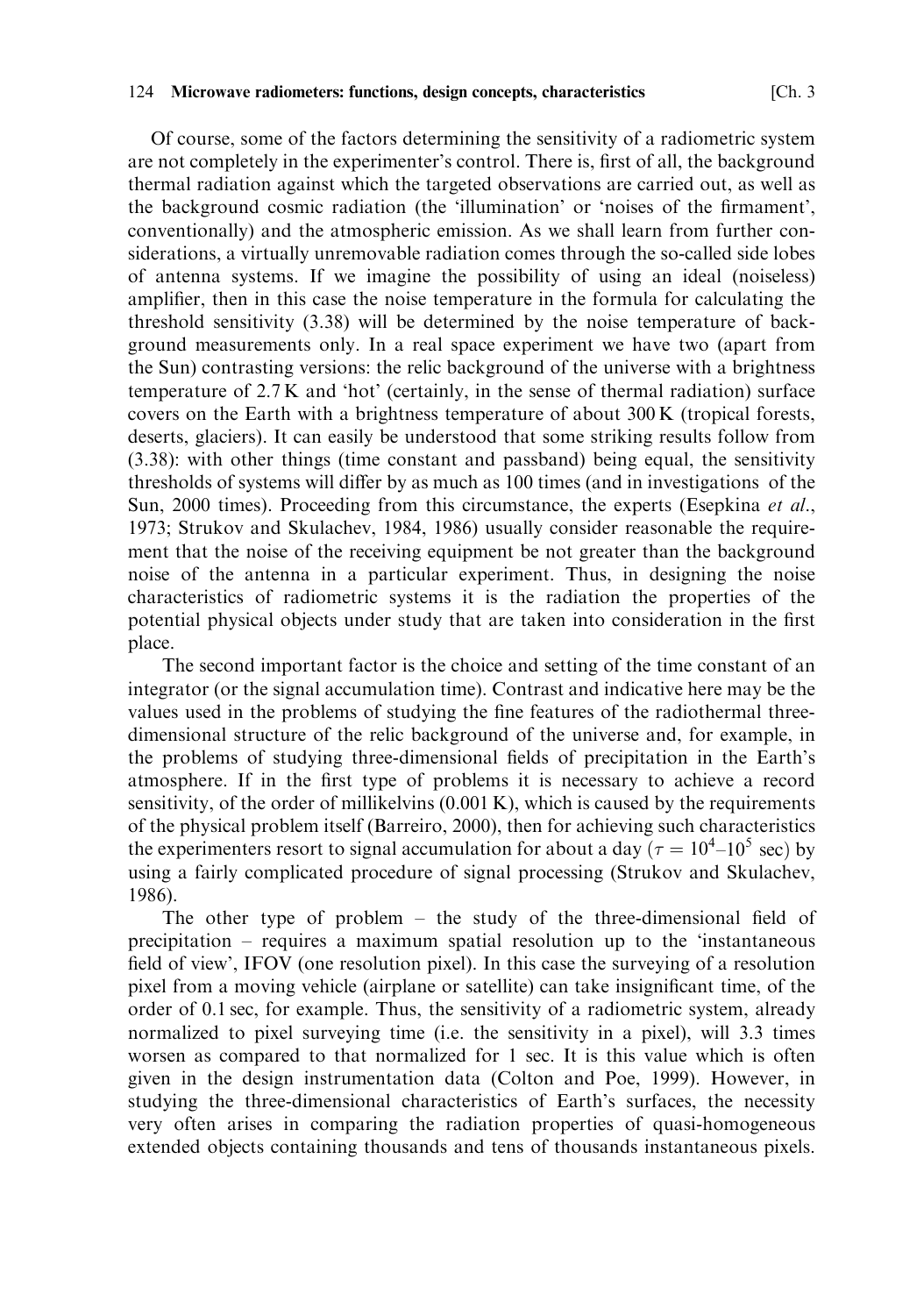Of course, some of the factors determining the sensitivity of a radiometric system are not completely in the experimenter's control. There is, first of all, the background thermal radiation against which the targeted observations are carried out, as well as the background cosmic radiation (the 'illumination' or 'noises of the firmament', conventionally) and the atmospheric emission. As we shall learn from further considerations, a virtually unremovable radiation comes through the so-called side lobes of antenna systems. If we imagine the possibility of using an ideal (noiseless) amplifier, then in this case the noise temperature in the formula for calculating the threshold sensitivity (3.38) will be determined by the noise temperature of background measurements only. In a real space experiment we have two (apart from the Sun) contrasting versions: the relic background of the universe with a brightness temperature of 2.7 K and 'hot' (certainly, in the sense of thermal radiation) surface covers on the Earth with a brightness temperature of about 300 K (tropical forests, deserts, glaciers). It can easily be understood that some striking results follow from (3.38): with other things (time constant and passband) being equal, the sensitivity thresholds of systems will differ by as much as 100 times (and in investigations of the Sun, 2000 times). Proceeding from this circumstance, the experts (Esepkina *et al.*, 1973; Strukov and Skulachev, 1984, 1986) usually consider reasonable the requirement that the noise of the receiving equipment be not greater than the background noise of the antenna in a particular experiment. Thus, in designing the noise characteristics of radiometric systems it is the radiation the properties of the potential physical objects under study that are taken into consideration in the first place.

The second important factor is the choice and setting of the time constant of an integrator (or the signal accumulation time). Contrast and indicative here may be the values used in the problems of studying the fine features of the radiothermal three-dimensional structure of the relic background of the universe and, for example, in the problems of studying three-dimensional fields of precipitation in the Earth's atmosphere. If in the first type of problems it is necessary to achieve a record sensitivity, of the order of millikelvins (0.001 K), which is caused by the requirements of the physical problem itself (Barreiro, 2000), then for achieving such characteristics the experimenters resort to signal accumulation for about a day ($\tau = 10^4$–$10^5$ sec) by using a fairly complicated procedure of signal processing (Strukov and Skulachev, 1986).

The other type of problem – the study of the three-dimensional field of precipitation – requires a maximum spatial resolution up to the 'instantaneous field of view', IFOV (one resolution pixel). In this case the surveying of a resolution pixel from a moving vehicle (airplane or satellite) can take insignificant time, of the order of 0.1 sec, for example. Thus, the sensitivity of a radiometric system, already normalized to pixel surveying time (i.e. the sensitivity in a pixel), will 3.3 times worsen as compared to that normalized for 1 sec. It is this value which is often given in the design instrumentation data (Colton and Poe, 1999). However, in studying the three-dimensional characteristics of Earth's surfaces, the necessity very often arises in comparing the radiation properties of quasi-homogeneous extended objects containing thousands and tens of thousands instantaneous pixels.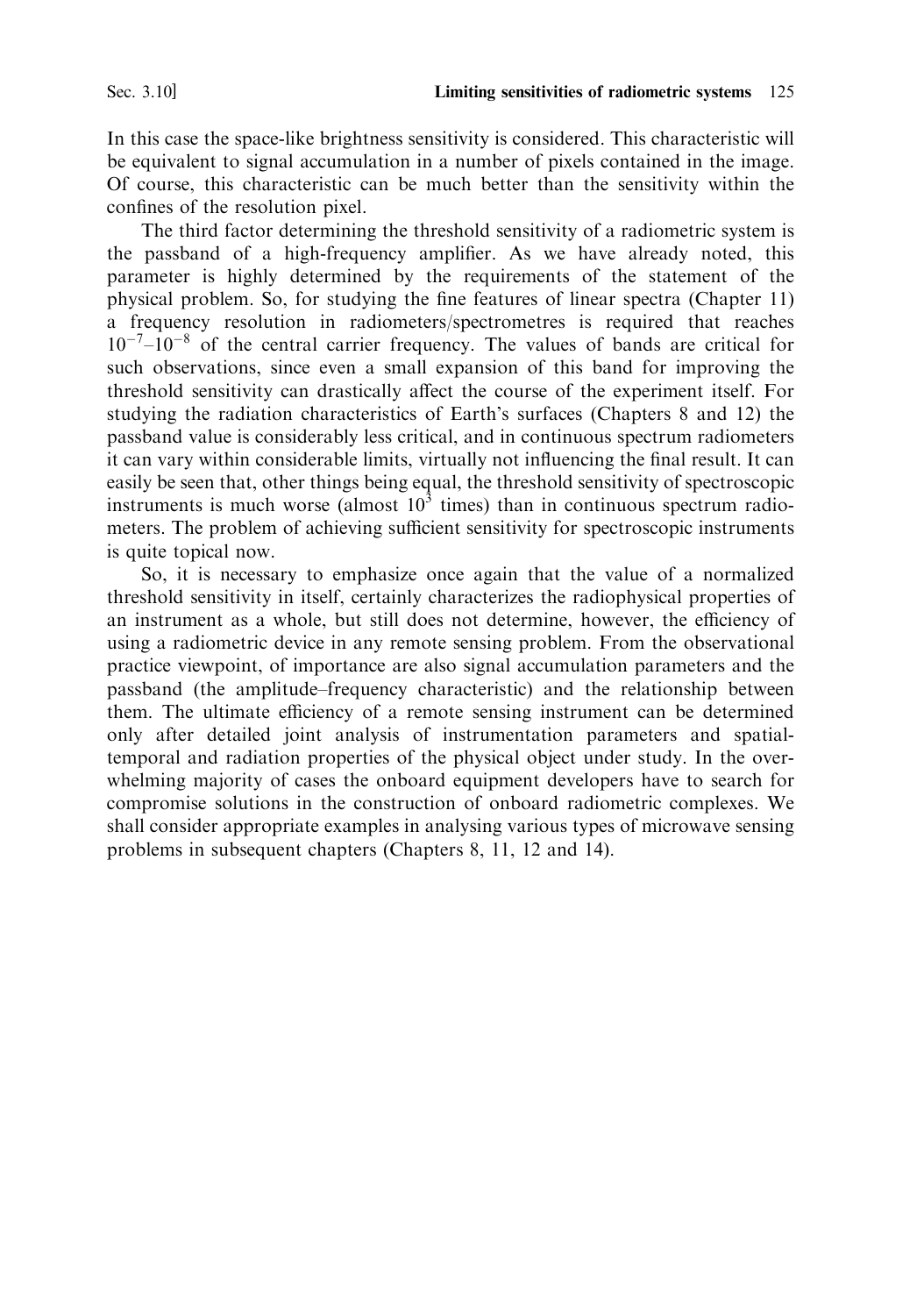In this case the space-like brightness sensitivity is considered. This characteristic will be equivalent to signal accumulation in a number of pixels contained in the image. Of course, this characteristic can be much better than the sensitivity within the confines of the resolution pixel.

The third factor determining the threshold sensitivity of a radiometric system is the passband of a high-frequency amplifier. As we have already noted, this parameter is highly determined by the requirements of the statement of the physical problem. So, for studying the fine features of linear spectra (Chapter 11) a frequency resolution in radiometers/spectrometres is required that reaches $10^{-7}$–$10^{-8}$ of the central carrier frequency. The values of bands are critical for such observations, since even a small expansion of this band for improving the threshold sensitivity can drastically affect the course of the experiment itself. For studying the radiation characteristics of Earth's surfaces (Chapters 8 and 12) the passband value is considerably less critical, and in continuous spectrum radiometers it can vary within considerable limits, virtually not influencing the final result. It can easily be seen that, other things being equal, the threshold sensitivity of spectroscopic instruments is much worse (almost $10^3$ times) than in continuous spectrum radiometers. The problem of achieving sufficient sensitivity for spectroscopic instruments is quite topical now.

So, it is necessary to emphasize once again that the value of a normalized threshold sensitivity in itself, certainly characterizes the radiophysical properties of an instrument as a whole, but still does not determine, however, the efficiency of using a radiometric device in any remote sensing problem. From the observational practice viewpoint, of importance are also signal accumulation parameters and the passband (the amplitude–frequency characteristic) and the relationship between them. The ultimate efficiency of a remote sensing instrument can be determined only after detailed joint analysis of instrumentation parameters and spatial-temporal and radiation properties of the physical object under study. In the overwhelming majority of cases the onboard equipment developers have to search for compromise solutions in the construction of onboard radiometric complexes. We shall consider appropriate examples in analysing various types of microwave sensing problems in subsequent chapters (Chapters 8, 11, 12 and 14).